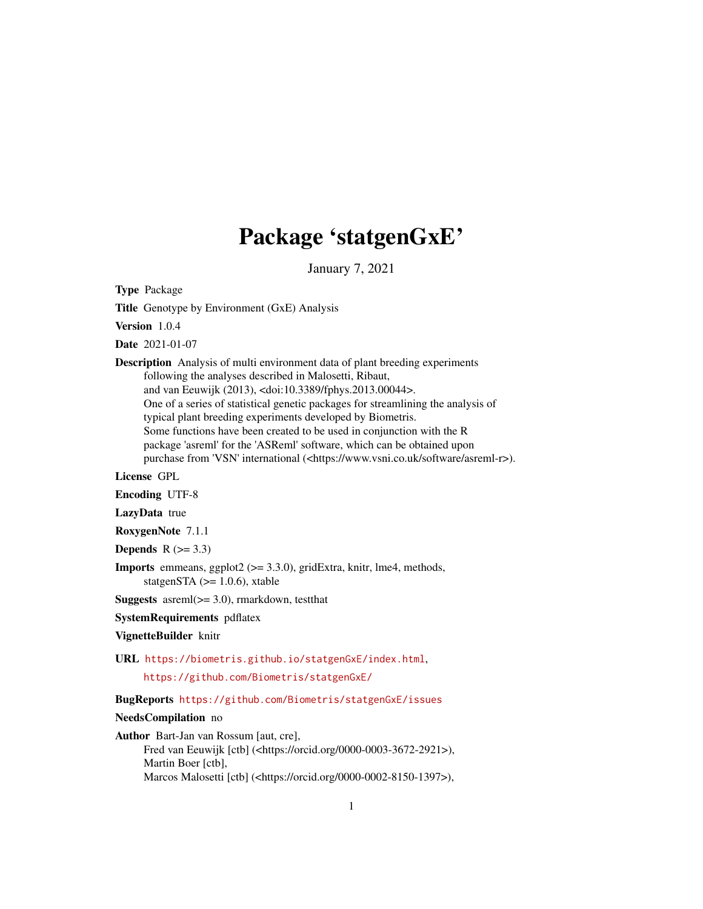# Package 'statgenGxE'

January 7, 2021

**Type** Package

**Title** Genotype by Environment (GxE) Analysis

**Version** 1.0.4

**Date** 2021-01-07

**Description** Analysis of multi environment data of plant breeding experiments following the analyses described in Malosetti, Ribaut, and van Eeuwijk (2013), <doi:10.3389/fphys.2013.00044>. One of a series of statistical genetic packages for streamlining the analysis of typical plant breeding experiments developed by Biometris. Some functions have been created to be used in conjunction with the R package 'asreml' for the 'ASReml' software, which can be obtained upon purchase from 'VSN' international (<https://www.vsni.co.uk/software/asreml-r>).

**License** GPL

**Encoding** UTF-8

**LazyData** true

**RoxygenNote** 7.1.1

**Depends** R (>= 3.3)

**Imports** emmeans, ggplot2 (>= 3.3.0), gridExtra, knitr, lme4, methods, statgenSTA (>= 1.0.6), xtable

**Suggests** asreml(>= 3.0), rmarkdown, testthat

**SystemRequirements** pdflatex

**VignetteBuilder** knitr

**URL** https://biometris.github.io/statgenGxE/index.html, https://github.com/Biometris/statgenGxE/

**BugReports** https://github.com/Biometris/statgenGxE/issues

**NeedsCompilation** no

**Author** Bart-Jan van Rossum [aut, cre], Fred van Eeuwijk [ctb] (<https://orcid.org/0000-0003-3672-2921>), Martin Boer [ctb], Marcos Malosetti [ctb] (<https://orcid.org/0000-0002-8150-1397>),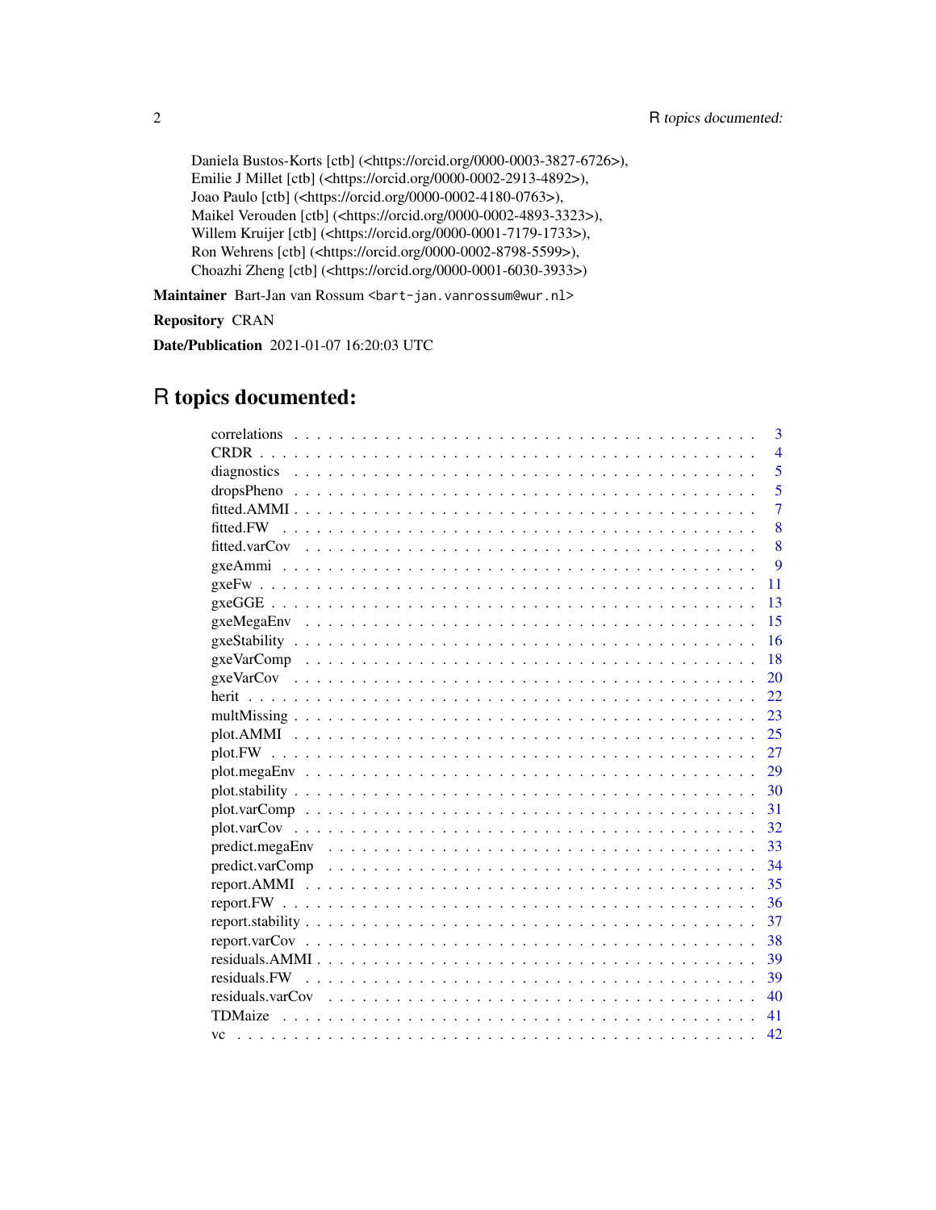Daniela Bustos-Korts [ctb] (<https://orcid.org/0000-0003-3827-6726>),
Emilie J Millet [ctb] (<https://orcid.org/0000-0002-2913-4892>),
Joao Paulo [ctb] (<https://orcid.org/0000-0002-4180-0763>),
Maikel Verouden [ctb] (<https://orcid.org/0000-0002-4893-3323>),
Willem Kruijer [ctb] (<https://orcid.org/0000-0001-7179-1733>),
Ron Wehrens [ctb] (<https://orcid.org/0000-0002-8798-5599>),
Choazhi Zheng [ctb] (<https://orcid.org/0000-0001-6030-3933>)

**Maintainer** Bart-Jan van Rossum <bart-jan.vanrossum@wur.nl>

**Repository** CRAN

**Date/Publication** 2021-01-07 16:20:03 UTC

# R topics documented:

| Topic | Page |
|---|---|
| correlations | 3 |
| CRDR | 4 |
| diagnostics | 5 |
| dropsPheno | 5 |
| fitted.AMMI | 7 |
| fitted.FW | 8 |
| fitted.varCov | 8 |
| gxeAmmi | 9 |
| gxeFw | 11 |
| gxeGGE | 13 |
| gxeMegaEnv | 15 |
| gxeStability | 16 |
| gxeVarComp | 18 |
| gxeVarCov | 20 |
| herit | 22 |
| multMissing | 23 |
| plot.AMMI | 25 |
| plot.FW | 27 |
| plot.megaEnv | 29 |
| plot.stability | 30 |
| plot.varComp | 31 |
| plot.varCov | 32 |
| predict.megaEnv | 33 |
| predict.varComp | 34 |
| report.AMMI | 35 |
| report.FW | 36 |
| report.stability | 37 |
| report.varCov | 38 |
| residuals.AMMI | 39 |
| residuals.FW | 39 |
| residuals.varCov | 40 |
| TDMaize | 41 |
| vc | 42 |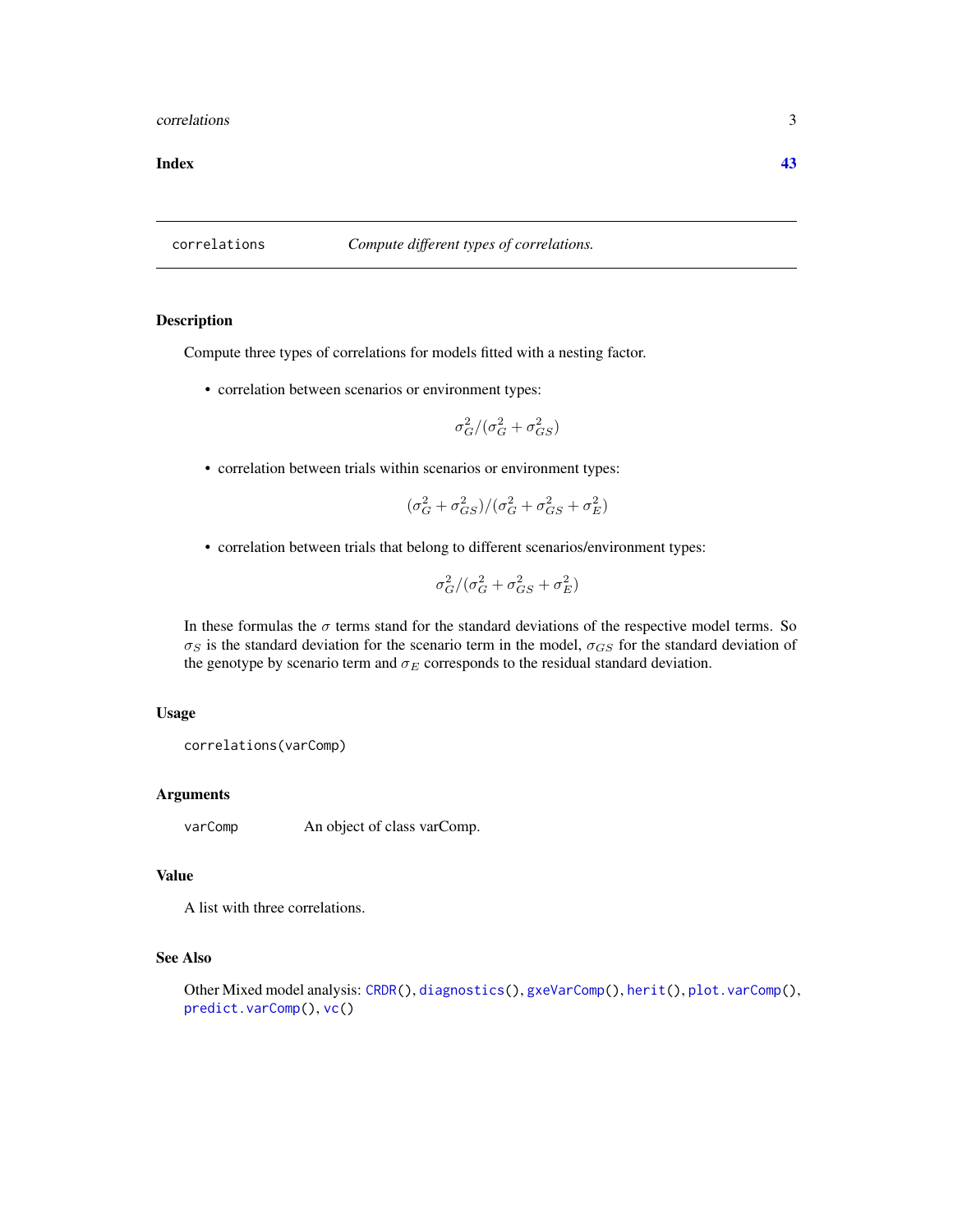Index 43

---

correlations *Compute different types of correlations.*

---

## Description

Compute three types of correlations for models fitted with a nesting factor.

- correlation between scenarios or environment types:

$$\sigma_G^2/(\sigma_G^2 + \sigma_{GS}^2)$$

- correlation between trials within scenarios or environment types:

$$(\sigma_G^2 + \sigma_{GS}^2)/(\sigma_G^2 + \sigma_{GS}^2 + \sigma_E^2)$$

- correlation between trials that belong to different scenarios/environment types:

$$\sigma_G^2/(\sigma_G^2 + \sigma_{GS}^2 + \sigma_E^2)$$

In these formulas the $\sigma$ terms stand for the standard deviations of the respective model terms. So $\sigma_S$ is the standard deviation for the scenario term in the model, $\sigma_{GS}$ for the standard deviation of the genotype by scenario term and $\sigma_E$ corresponds to the residual standard deviation.

## Usage

```
correlations(varComp)
```

## Arguments

varComp An object of class varComp.

## Value

A list with three correlations.

## See Also

Other Mixed model analysis: CRDR(), diagnostics(), gxeVarComp(), herit(), plot.varComp(), predict.varComp(), vc()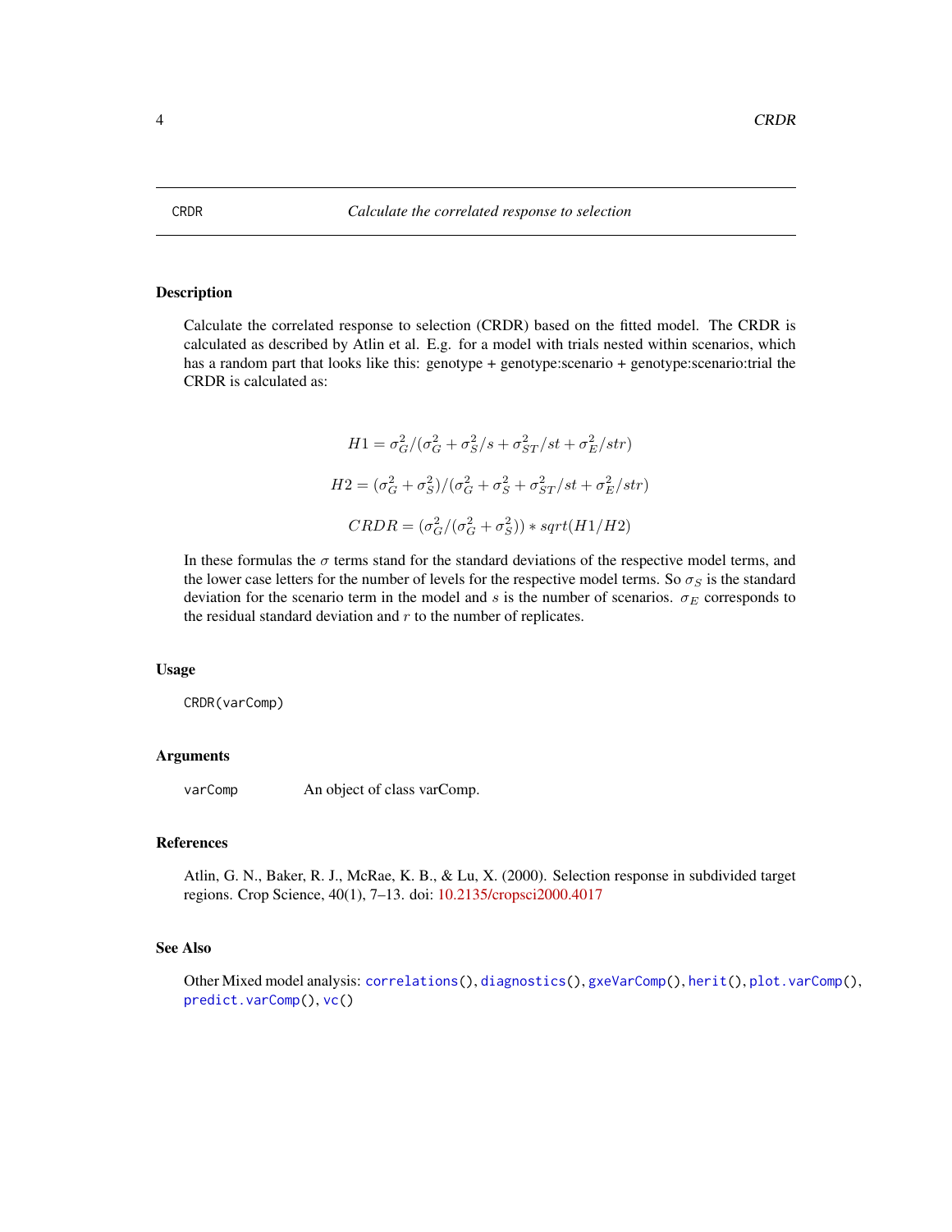# CRDR — *Calculate the correlated response to selection*

## Description

Calculate the correlated response to selection (CRDR) based on the fitted model. The CRDR is calculated as described by Atlin et al. E.g. for a model with trials nested within scenarios, which has a random part that looks like this: genotype + genotype:scenario + genotype:scenario:trial the CRDR is calculated as:

$$H1 = \sigma_G^2/(\sigma_G^2 + \sigma_S^2/s + \sigma_{ST}^2/st + \sigma_E^2/str)$$

$$H2 = (\sigma_G^2 + \sigma_S^2)/(\sigma_G^2 + \sigma_S^2 + \sigma_{ST}^2/st + \sigma_E^2/str)$$

$$CRDR = (\sigma_G^2/(\sigma_G^2 + \sigma_S^2)) * sqrt(H1/H2)$$

In these formulas the $\sigma$ terms stand for the standard deviations of the respective model terms, and the lower case letters for the number of levels for the respective model terms. So $\sigma_S$ is the standard deviation for the scenario term in the model and $s$ is the number of scenarios. $\sigma_E$ corresponds to the residual standard deviation and $r$ to the number of replicates.

## Usage

```
CRDR(varComp)
```

## Arguments

| | |
|---|---|
| `varComp` | An object of class varComp. |

## References

Atlin, G. N., Baker, R. J., McRae, K. B., & Lu, X. (2000). Selection response in subdivided target regions. Crop Science, 40(1), 7–13. doi: 10.2135/cropsci2000.4017

## See Also

Other Mixed model analysis: `correlations()`, `diagnostics()`, `gxeVarComp()`, `herit()`, `plot.varComp()`, `predict.varComp()`, `vc()`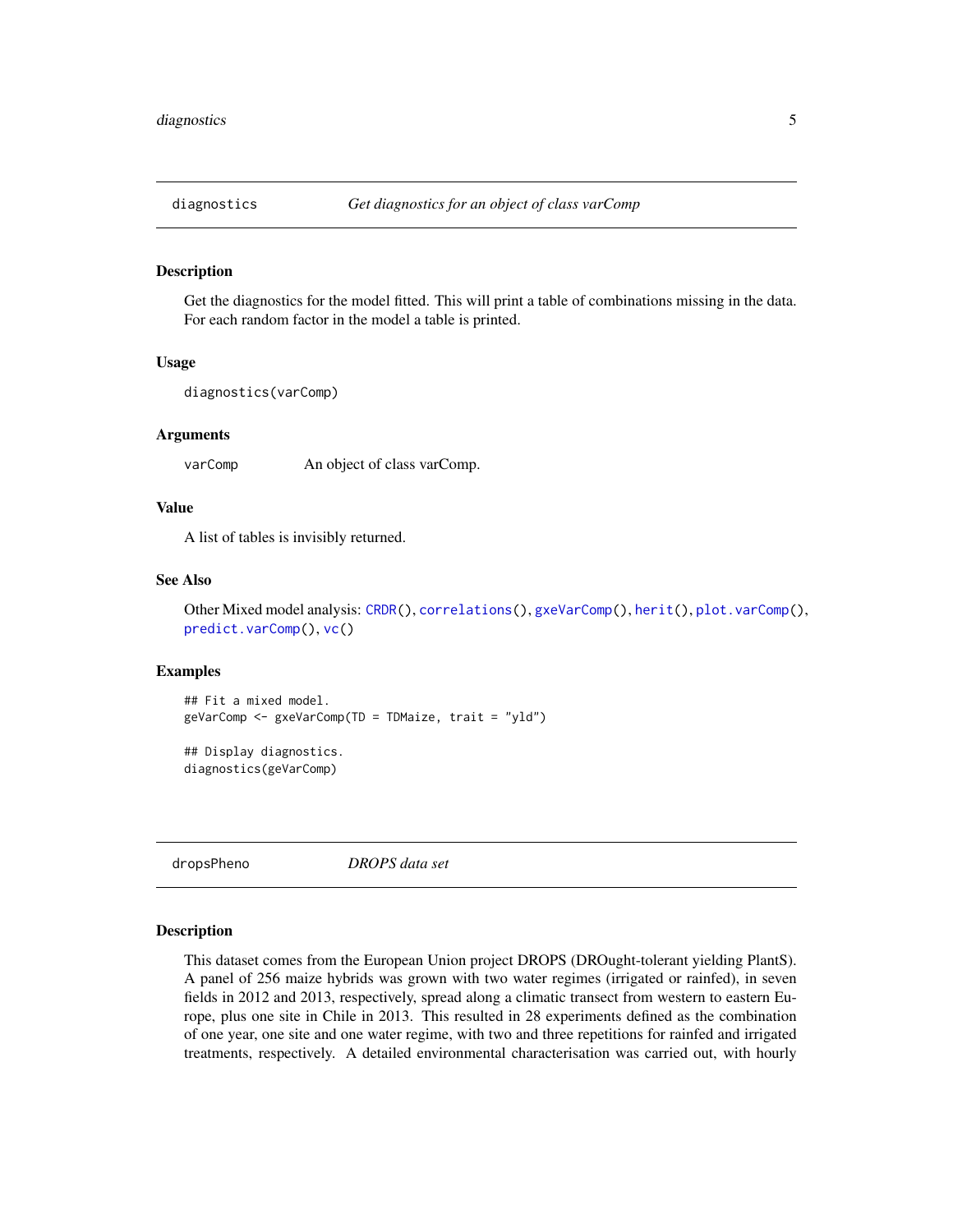## diagnostics — *Get diagnostics for an object of class varComp*

### Description

Get the diagnostics for the model fitted. This will print a table of combinations missing in the data. For each random factor in the model a table is printed.

### Usage

```
diagnostics(varComp)
```

### Arguments

| | |
|---|---|
| varComp | An object of class varComp. |

### Value

A list of tables is invisibly returned.

### See Also

Other Mixed model analysis: CRDR(), correlations(), gxeVarComp(), herit(), plot.varComp(), predict.varComp(), vc()

### Examples

```
## Fit a mixed model.
geVarComp <- gxeVarComp(TD = TDMaize, trait = "yld")

## Display diagnostics.
diagnostics(geVarComp)
```

## dropsPheno — *DROPS data set*

### Description

This dataset comes from the European Union project DROPS (DROught-tolerant yielding PlantS). A panel of 256 maize hybrids was grown with two water regimes (irrigated or rainfed), in seven fields in 2012 and 2013, respectively, spread along a climatic transect from western to eastern Europe, plus one site in Chile in 2013. This resulted in 28 experiments defined as the combination of one year, one site and one water regime, with two and three repetitions for rainfed and irrigated treatments, respectively. A detailed environmental characterisation was carried out, with hourly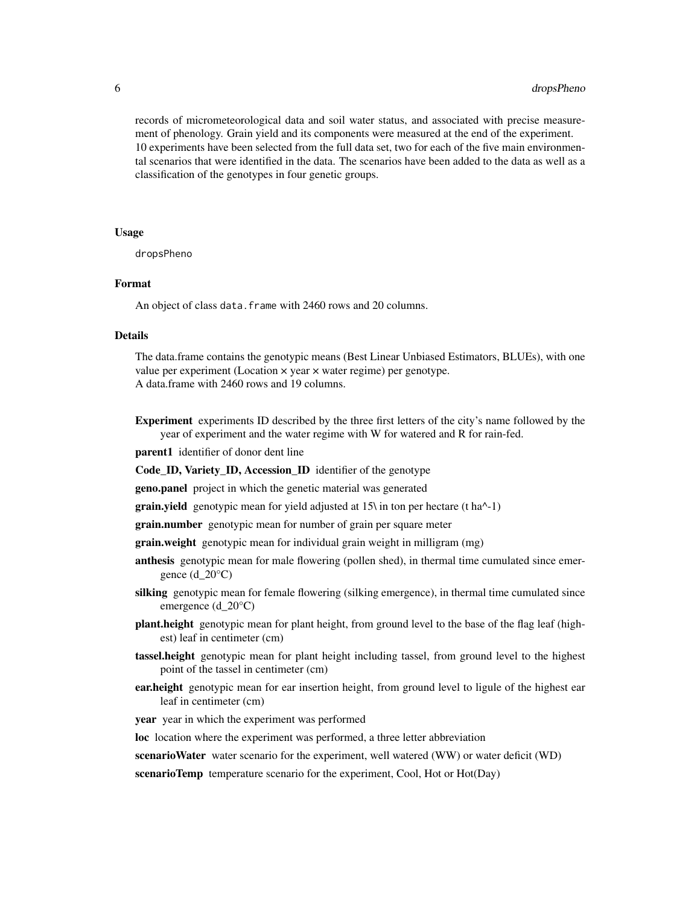records of micrometeorological data and soil water status, and associated with precise measurement of phenology. Grain yield and its components were measured at the end of the experiment. 10 experiments have been selected from the full data set, two for each of the five main environmental scenarios that were identified in the data. The scenarios have been added to the data as well as a classification of the genotypes in four genetic groups.

## Usage

```
dropsPheno
```

## Format

An object of class `data.frame` with 2460 rows and 20 columns.

## Details

The data.frame contains the genotypic means (Best Linear Unbiased Estimators, BLUEs), with one value per experiment (Location × year × water regime) per genotype.
A data.frame with 2460 rows and 19 columns.

- **Experiment** experiments ID described by the three first letters of the city's name followed by the year of experiment and the water regime with W for watered and R for rain-fed.
- **parent1** identifier of donor dent line
- **Code_ID, Variety_ID, Accession_ID** identifier of the genotype
- **geno.panel** project in which the genetic material was generated
- **grain.yield** genotypic mean for yield adjusted at 15\ in ton per hectare (t ha^-1)
- **grain.number** genotypic mean for number of grain per square meter
- **grain.weight** genotypic mean for individual grain weight in milligram (mg)
- **anthesis** genotypic mean for male flowering (pollen shed), in thermal time cumulated since emergence (d_20°C)
- **silking** genotypic mean for female flowering (silking emergence), in thermal time cumulated since emergence (d_20°C)
- **plant.height** genotypic mean for plant height, from ground level to the base of the flag leaf (highest) leaf in centimeter (cm)
- **tassel.height** genotypic mean for plant height including tassel, from ground level to the highest point of the tassel in centimeter (cm)
- **ear.height** genotypic mean for ear insertion height, from ground level to ligule of the highest ear leaf in centimeter (cm)
- **year** year in which the experiment was performed
- **loc** location where the experiment was performed, a three letter abbreviation
- **scenarioWater** water scenario for the experiment, well watered (WW) or water deficit (WD)
- **scenarioTemp** temperature scenario for the experiment, Cool, Hot or Hot(Day)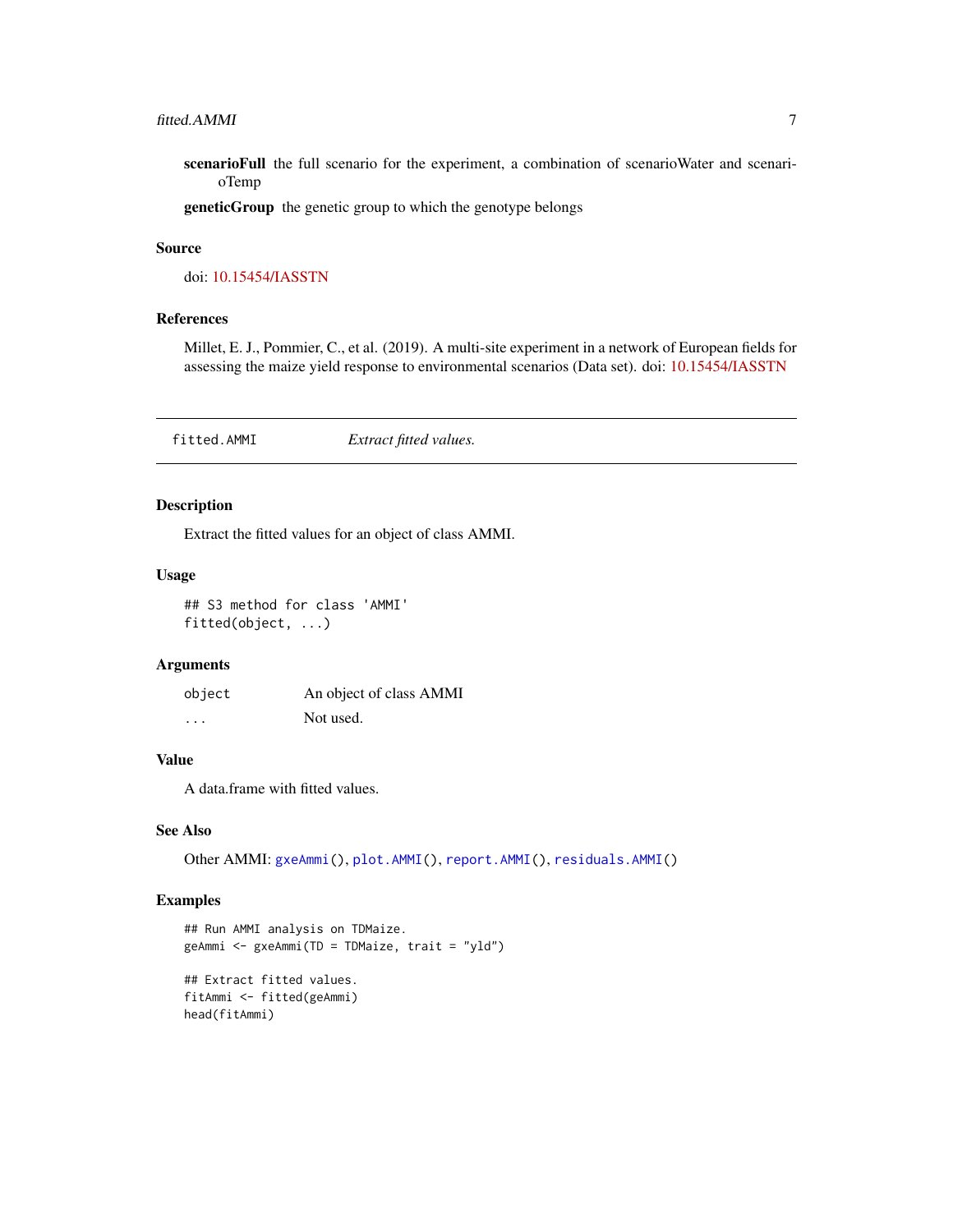**scenarioFull** the full scenario for the experiment, a combination of scenarioWater and scenarioTemp

**geneticGroup** the genetic group to which the genotype belongs

### Source

doi: 10.15454/IASSTN

### References

Millet, E. J., Pommier, C., et al. (2019). A multi-site experiment in a network of European fields for assessing the maize yield response to environmental scenarios (Data set). doi: 10.15454/IASSTN

---

## fitted.AMMI    *Extract fitted values.*

### Description

Extract the fitted values for an object of class AMMI.

### Usage

```
## S3 method for class 'AMMI'
fitted(object, ...)
```

### Arguments

| | |
|---|---|
| object | An object of class AMMI |
| ... | Not used. |

### Value

A data.frame with fitted values.

### See Also

Other AMMI: gxeAmmi(), plot.AMMI(), report.AMMI(), residuals.AMMI()

### Examples

```
## Run AMMI analysis on TDMaize.
geAmmi <- gxeAmmi(TD = TDMaize, trait = "yld")

## Extract fitted values.
fitAmmi <- fitted(geAmmi)
head(fitAmmi)
```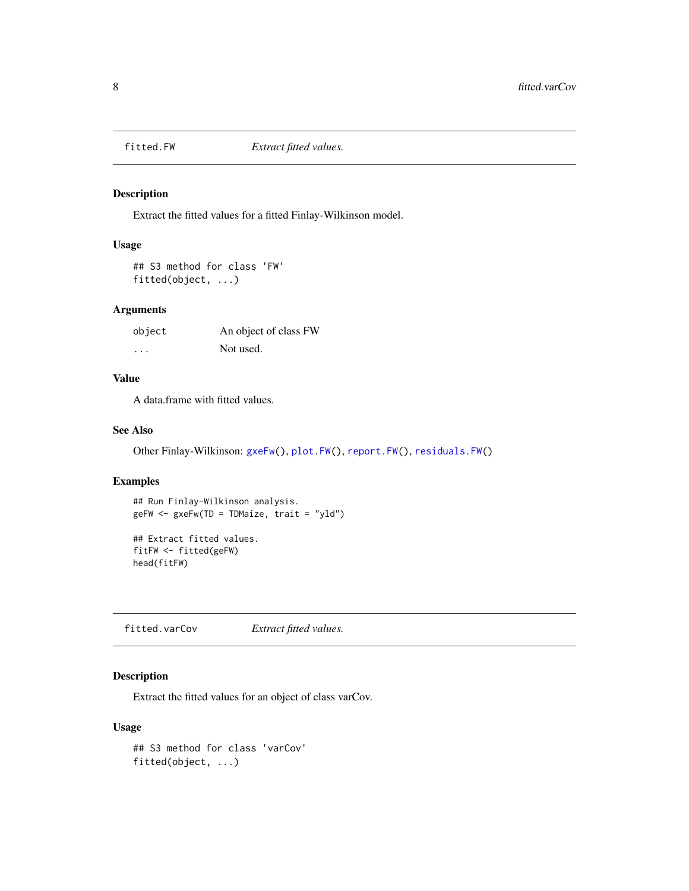## fitted.FW *Extract fitted values.*

### Description

Extract the fitted values for a fitted Finlay-Wilkinson model.

### Usage

```
## S3 method for class 'FW'
fitted(object, ...)
```

### Arguments

| | |
|---|---|
| object | An object of class FW |
| ... | Not used. |

### Value

A data.frame with fitted values.

### See Also

Other Finlay-Wilkinson: gxeFw(), plot.FW(), report.FW(), residuals.FW()

### Examples

```
## Run Finlay-Wilkinson analysis.
geFW <- gxeFw(TD = TDMaize, trait = "yld")

## Extract fitted values.
fitFW <- fitted(geFW)
head(fitFW)
```

## fitted.varCov *Extract fitted values.*

### Description

Extract the fitted values for an object of class varCov.

### Usage

```
## S3 method for class 'varCov'
fitted(object, ...)
```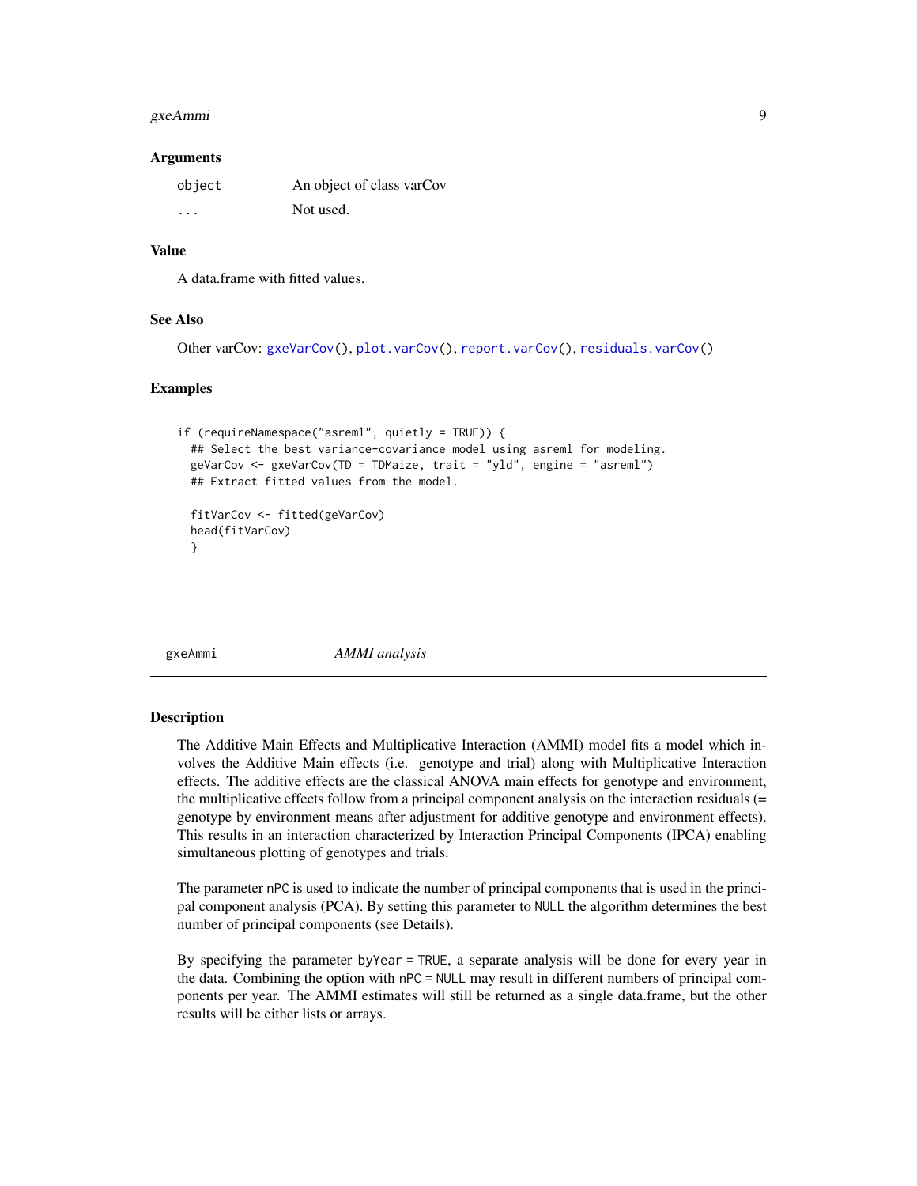## Arguments

| | |
|---|---|
| object | An object of class varCov |
| ... | Not used. |

## Value

A data.frame with fitted values.

## See Also

Other varCov: gxeVarCov(), plot.varCov(), report.varCov(), residuals.varCov()

## Examples

```
if (requireNamespace("asreml", quietly = TRUE)) {
  ## Select the best variance-covariance model using asreml for modeling.
  geVarCov <- gxeVarCov(TD = TDMaize, trait = "yld", engine = "asreml")
  ## Extract fitted values from the model.

  fitVarCov <- fitted(geVarCov)
  head(fitVarCov)
  }
```

---

# gxeAmmi — *AMMI analysis*

## Description

The Additive Main Effects and Multiplicative Interaction (AMMI) model fits a model which involves the Additive Main effects (i.e. genotype and trial) along with Multiplicative Interaction effects. The additive effects are the classical ANOVA main effects for genotype and environment, the multiplicative effects follow from a principal component analysis on the interaction residuals (= genotype by environment means after adjustment for additive genotype and environment effects). This results in an interaction characterized by Interaction Principal Components (IPCA) enabling simultaneous plotting of genotypes and trials.

The parameter nPC is used to indicate the number of principal components that is used in the principal component analysis (PCA). By setting this parameter to NULL the algorithm determines the best number of principal components (see Details).

By specifying the parameter byYear = TRUE, a separate analysis will be done for every year in the data. Combining the option with nPC = NULL may result in different numbers of principal components per year. The AMMI estimates will still be returned as a single data.frame, but the other results will be either lists or arrays.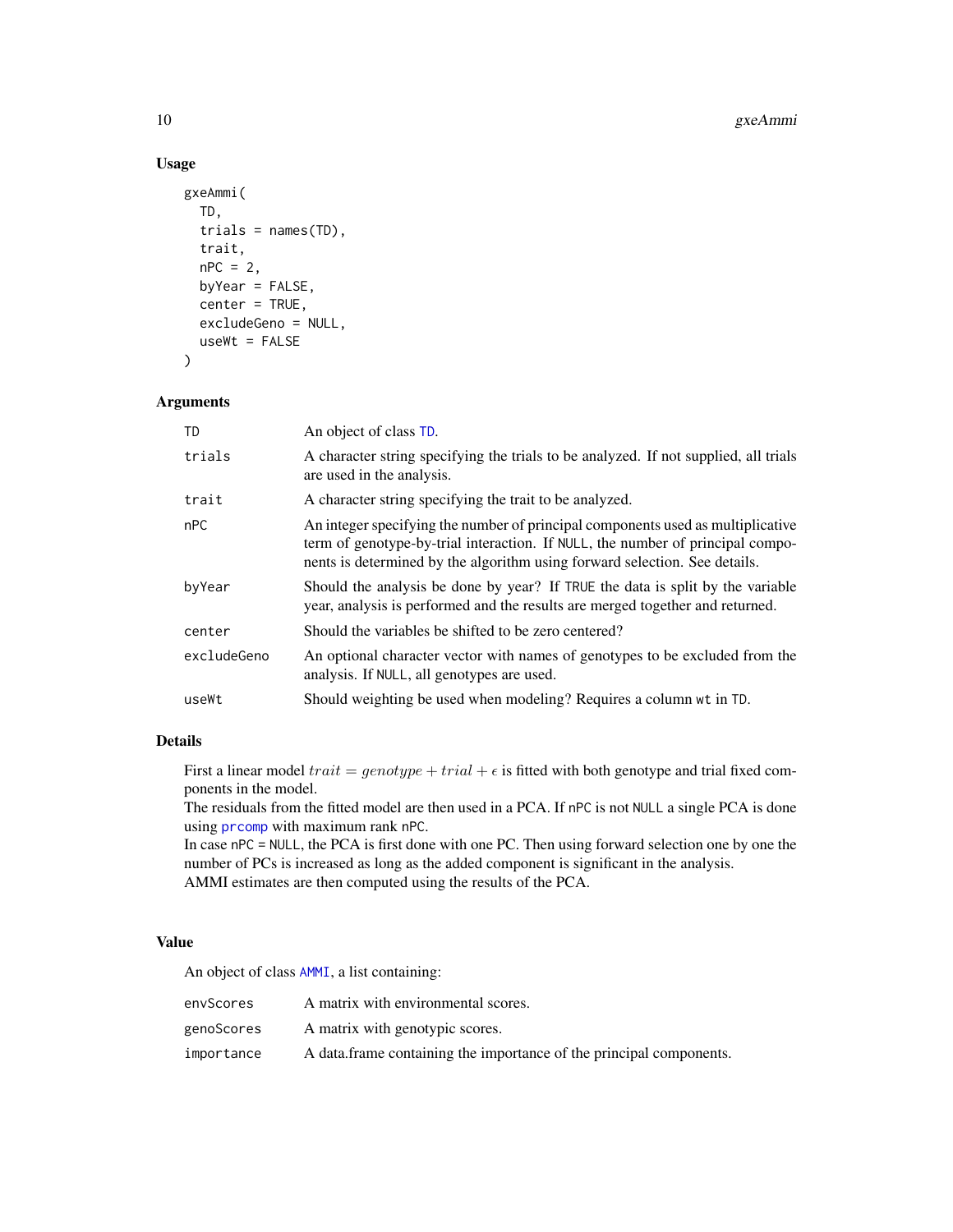## Usage

```
gxeAmmi(
  TD,
  trials = names(TD),
  trait,
  nPC = 2,
  byYear = FALSE,
  center = TRUE,
  excludeGeno = NULL,
  useWt = FALSE
)
```

## Arguments

| | |
|---|---|
| TD | An object of class TD. |
| trials | A character string specifying the trials to be analyzed. If not supplied, all trials are used in the analysis. |
| trait | A character string specifying the trait to be analyzed. |
| nPC | An integer specifying the number of principal components used as multiplicative term of genotype-by-trial interaction. If NULL, the number of principal components is determined by the algorithm using forward selection. See details. |
| byYear | Should the analysis be done by year? If TRUE the data is split by the variable year, analysis is performed and the results are merged together and returned. |
| center | Should the variables be shifted to be zero centered? |
| excludeGeno | An optional character vector with names of genotypes to be excluded from the analysis. If NULL, all genotypes are used. |
| useWt | Should weighting be used when modeling? Requires a column wt in TD. |

## Details

First a linear model $trait = genotype + trial + \epsilon$ is fitted with both genotype and trial fixed components in the model.
The residuals from the fitted model are then used in a PCA. If nPC is not NULL a single PCA is done using prcomp with maximum rank nPC.
In case nPC = NULL, the PCA is first done with one PC. Then using forward selection one by one the number of PCs is increased as long as the added component is significant in the analysis.
AMMI estimates are then computed using the results of the PCA.

## Value

An object of class AMMI, a list containing:

| | |
|---|---|
| envScores | A matrix with environmental scores. |
| genoScores | A matrix with genotypic scores. |
| importance | A data.frame containing the importance of the principal components. |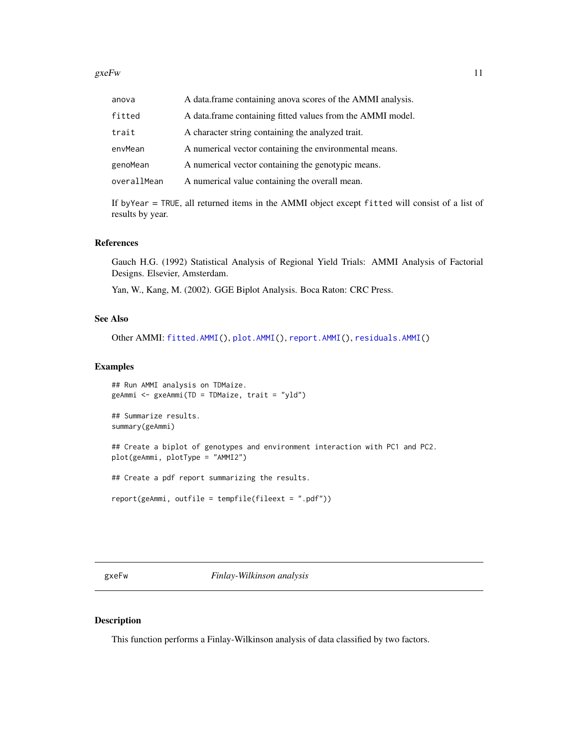| | |
|---|---|
| anova | A data.frame containing anova scores of the AMMI analysis. |
| fitted | A data.frame containing fitted values from the AMMI model. |
| trait | A character string containing the analyzed trait. |
| envMean | A numerical vector containing the environmental means. |
| genoMean | A numerical vector containing the genotypic means. |
| overallMean | A numerical value containing the overall mean. |

If `byYear = TRUE`, all returned items in the AMMI object except `fitted` will consist of a list of results by year.

### References

Gauch H.G. (1992) Statistical Analysis of Regional Yield Trials: AMMI Analysis of Factorial Designs. Elsevier, Amsterdam.

Yan, W., Kang, M. (2002). GGE Biplot Analysis. Boca Raton: CRC Press.

### See Also

Other AMMI: `fitted.AMMI()`, `plot.AMMI()`, `report.AMMI()`, `residuals.AMMI()`

### Examples

```
## Run AMMI analysis on TDMaize.
geAmmi <- gxeAmmi(TD = TDMaize, trait = "yld")

## Summarize results.
summary(geAmmi)

## Create a biplot of genotypes and environment interaction with PC1 and PC2.
plot(geAmmi, plotType = "AMMI2")

## Create a pdf report summarizing the results.

report(geAmmi, outfile = tempfile(fileext = ".pdf"))
```

---

## gxeFw — *Finlay-Wilkinson analysis*

### Description

This function performs a Finlay-Wilkinson analysis of data classified by two factors.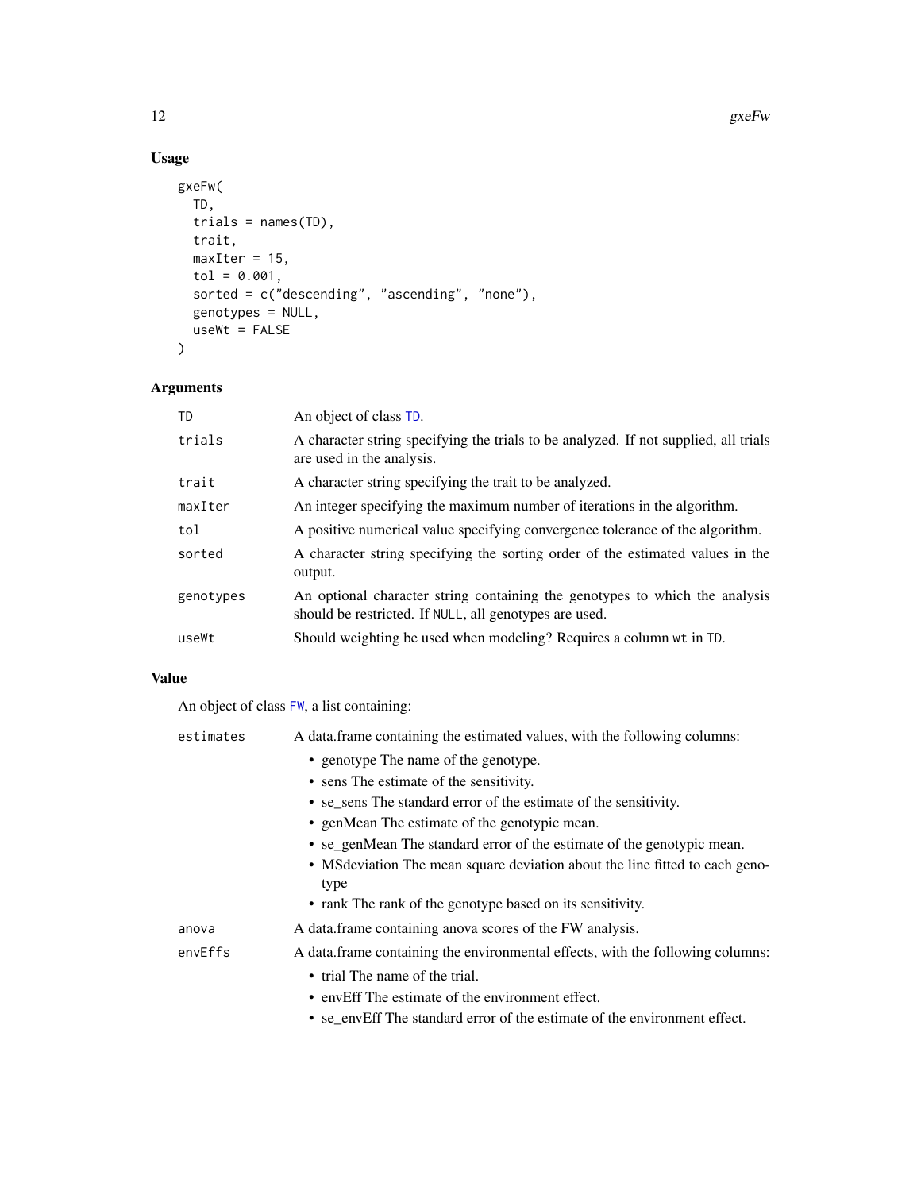## Usage

```
gxeFw(
  TD,
  trials = names(TD),
  trait,
  maxIter = 15,
  tol = 0.001,
  sorted = c("descending", "ascending", "none"),
  genotypes = NULL,
  useWt = FALSE
)
```

## Arguments

| | |
|---|---|
| TD | An object of class TD. |
| trials | A character string specifying the trials to be analyzed. If not supplied, all trials are used in the analysis. |
| trait | A character string specifying the trait to be analyzed. |
| maxIter | An integer specifying the maximum number of iterations in the algorithm. |
| tol | A positive numerical value specifying convergence tolerance of the algorithm. |
| sorted | A character string specifying the sorting order of the estimated values in the output. |
| genotypes | An optional character string containing the genotypes to which the analysis should be restricted. If NULL, all genotypes are used. |
| useWt | Should weighting be used when modeling? Requires a column wt in TD. |

## Value

An object of class FW, a list containing:

**estimates** A data.frame containing the estimated values, with the following columns:

- genotype The name of the genotype.
- sens The estimate of the sensitivity.
- se_sens The standard error of the estimate of the sensitivity.
- genMean The estimate of the genotypic mean.
- se_genMean The standard error of the estimate of the genotypic mean.
- MSdeviation The mean square deviation about the line fitted to each genotype
- rank The rank of the genotype based on its sensitivity.

**anova** A data.frame containing anova scores of the FW analysis.

**envEffs** A data.frame containing the environmental effects, with the following columns:

- trial The name of the trial.
- envEff The estimate of the environment effect.
- se_envEff The standard error of the estimate of the environment effect.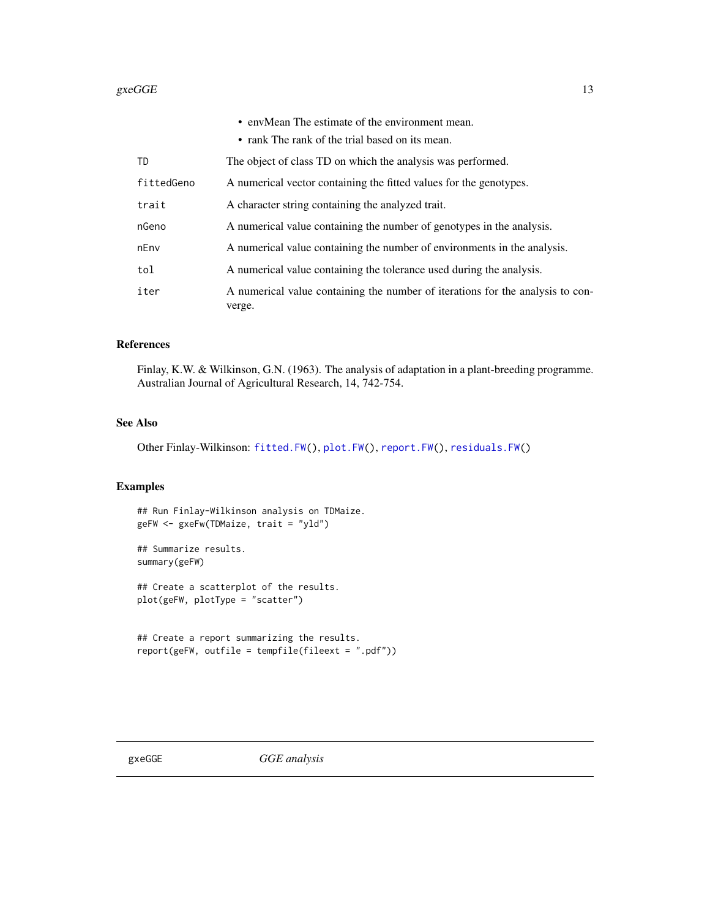- envMean The estimate of the environment mean.
- rank The rank of the trial based on its mean.

| | |
|---|---|
| TD | The object of class TD on which the analysis was performed. |
| fittedGeno | A numerical vector containing the fitted values for the genotypes. |
| trait | A character string containing the analyzed trait. |
| nGeno | A numerical value containing the number of genotypes in the analysis. |
| nEnv | A numerical value containing the number of environments in the analysis. |
| tol | A numerical value containing the tolerance used during the analysis. |
| iter | A numerical value containing the number of iterations for the analysis to converge. |

## References

Finlay, K.W. & Wilkinson, G.N. (1963). The analysis of adaptation in a plant-breeding programme. Australian Journal of Agricultural Research, 14, 742-754.

## See Also

Other Finlay-Wilkinson: fitted.FW(), plot.FW(), report.FW(), residuals.FW()

## Examples

```
## Run Finlay-Wilkinson analysis on TDMaize.
geFW <- gxeFw(TDMaize, trait = "yld")

## Summarize results.
summary(geFW)

## Create a scatterplot of the results.
plot(geFW, plotType = "scatter")


## Create a report summarizing the results.
report(geFW, outfile = tempfile(fileext = ".pdf"))
```

---

# gxeGGE *GGE analysis*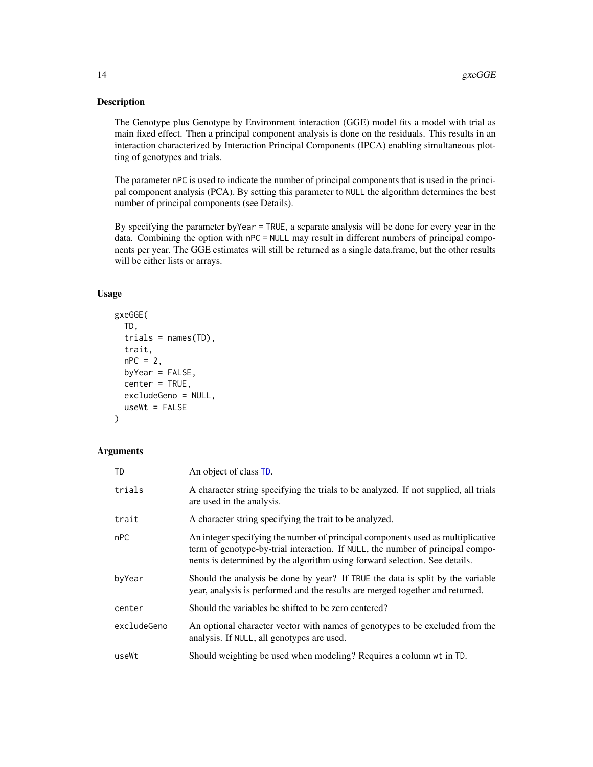## Description

The Genotype plus Genotype by Environment interaction (GGE) model fits a model with trial as main fixed effect. Then a principal component analysis is done on the residuals. This results in an interaction characterized by Interaction Principal Components (IPCA) enabling simultaneous plotting of genotypes and trials.

The parameter `nPC` is used to indicate the number of principal components that is used in the principal component analysis (PCA). By setting this parameter to `NULL` the algorithm determines the best number of principal components (see Details).

By specifying the parameter `byYear = TRUE`, a separate analysis will be done for every year in the data. Combining the option with `nPC = NULL` may result in different numbers of principal components per year. The GGE estimates will still be returned as a single data.frame, but the other results will be either lists or arrays.

## Usage

```
gxeGGE(
  TD,
  trials = names(TD),
  trait,
  nPC = 2,
  byYear = FALSE,
  center = TRUE,
  excludeGeno = NULL,
  useWt = FALSE
)
```

## Arguments

| | |
|---|---|
| `TD` | An object of class `TD`. |
| `trials` | A character string specifying the trials to be analyzed. If not supplied, all trials are used in the analysis. |
| `trait` | A character string specifying the trait to be analyzed. |
| `nPC` | An integer specifying the number of principal components used as multiplicative term of genotype-by-trial interaction. If `NULL`, the number of principal components is determined by the algorithm using forward selection. See details. |
| `byYear` | Should the analysis be done by year? If `TRUE` the data is split by the variable year, analysis is performed and the results are merged together and returned. |
| `center` | Should the variables be shifted to be zero centered? |
| `excludeGeno` | An optional character vector with names of genotypes to be excluded from the analysis. If `NULL`, all genotypes are used. |
| `useWt` | Should weighting be used when modeling? Requires a column `wt` in `TD`. |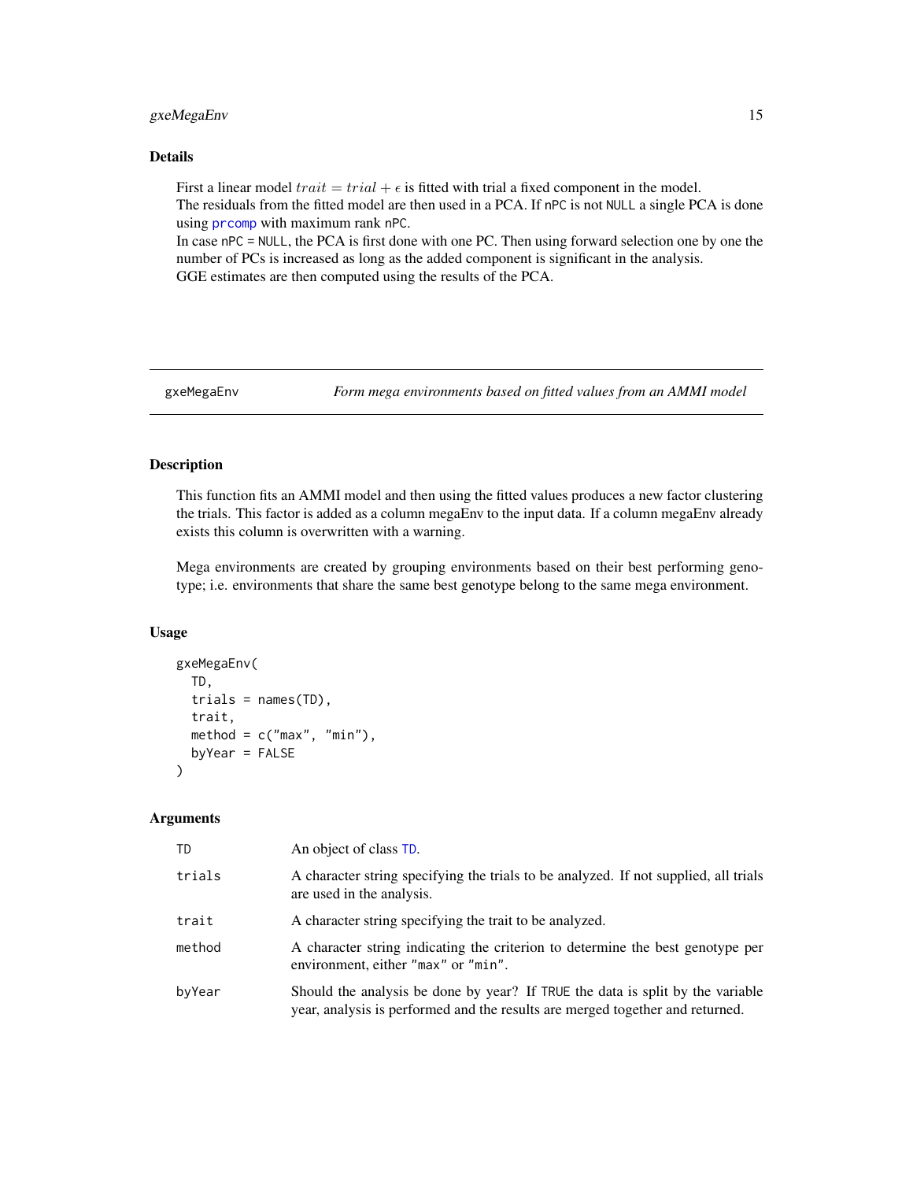## Details

First a linear model $trait = trial + \epsilon$ is fitted with trial a fixed component in the model.
The residuals from the fitted model are then used in a PCA. If nPC is not NULL a single PCA is done using prcomp with maximum rank nPC.
In case nPC = NULL, the PCA is first done with one PC. Then using forward selection one by one the number of PCs is increased as long as the added component is significant in the analysis.
GGE estimates are then computed using the results of the PCA.

---

# gxeMegaEnv — *Form mega environments based on fitted values from an AMMI model*

## Description

This function fits an AMMI model and then using the fitted values produces a new factor clustering the trials. This factor is added as a column megaEnv to the input data. If a column megaEnv already exists this column is overwritten with a warning.

Mega environments are created by grouping environments based on their best performing genotype; i.e. environments that share the same best genotype belong to the same mega environment.

## Usage

```
gxeMegaEnv(
  TD,
  trials = names(TD),
  trait,
  method = c("max", "min"),
  byYear = FALSE
)
```

## Arguments

| | |
|---|---|
| TD | An object of class TD. |
| trials | A character string specifying the trials to be analyzed. If not supplied, all trials are used in the analysis. |
| trait | A character string specifying the trait to be analyzed. |
| method | A character string indicating the criterion to determine the best genotype per environment, either "max" or "min". |
| byYear | Should the analysis be done by year? If TRUE the data is split by the variable year, analysis is performed and the results are merged together and returned. |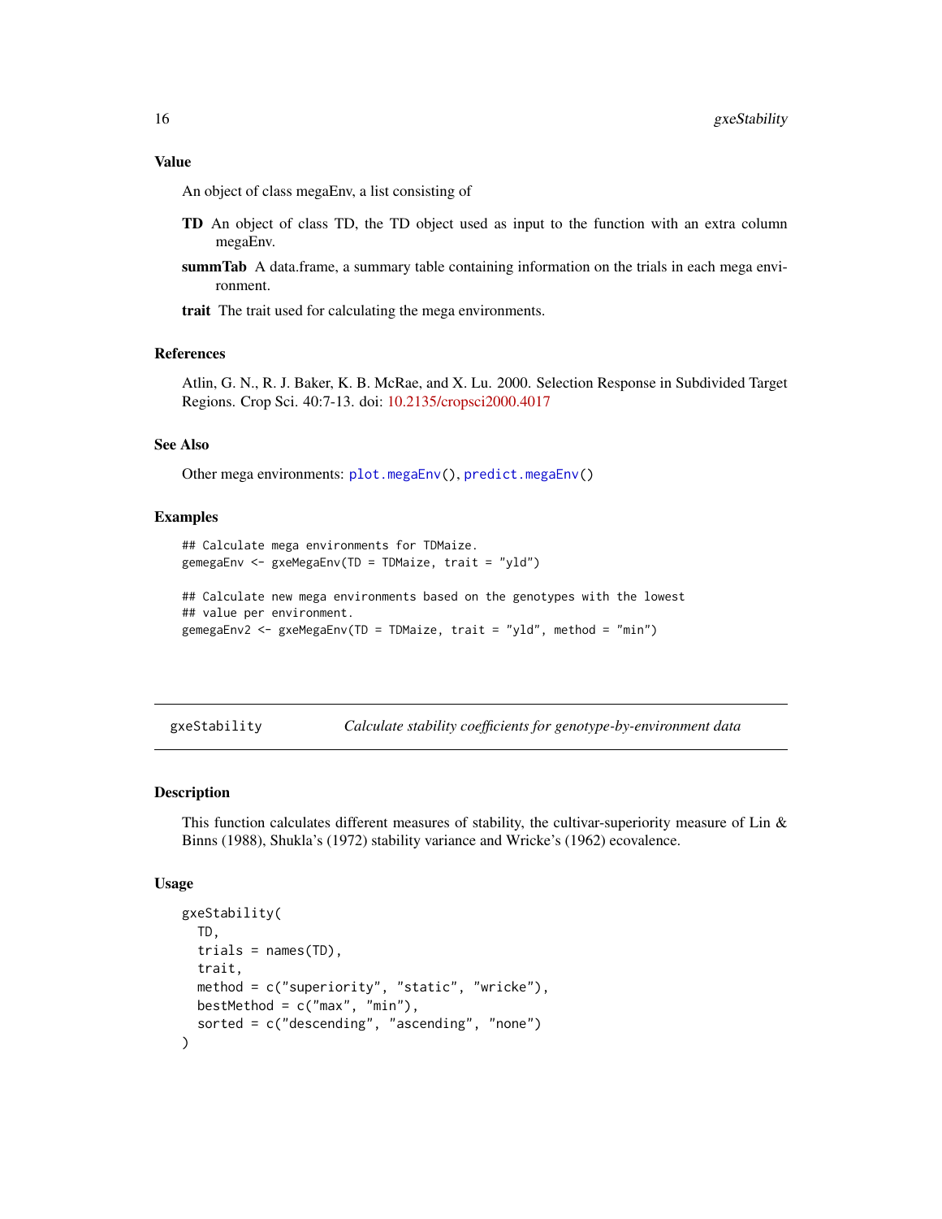### Value

An object of class megaEnv, a list consisting of

**TD** An object of class TD, the TD object used as input to the function with an extra column megaEnv.

**summTab** A data.frame, a summary table containing information on the trials in each mega environment.

**trait** The trait used for calculating the mega environments.

### References

Atlin, G. N., R. J. Baker, K. B. McRae, and X. Lu. 2000. Selection Response in Subdivided Target Regions. Crop Sci. 40:7-13. doi: 10.2135/cropsci2000.4017

### See Also

Other mega environments: `plot.megaEnv()`, `predict.megaEnv()`

### Examples

```
## Calculate mega environments for TDMaize.
gemegaEnv <- gxeMegaEnv(TD = TDMaize, trait = "yld")

## Calculate new mega environments based on the genotypes with the lowest
## value per environment.
gemegaEnv2 <- gxeMegaEnv(TD = TDMaize, trait = "yld", method = "min")
```

---

## gxeStability — *Calculate stability coefficients for genotype-by-environment data*

### Description

This function calculates different measures of stability, the cultivar-superiority measure of Lin & Binns (1988), Shukla's (1972) stability variance and Wricke's (1962) ecovalence.

### Usage

```
gxeStability(
  TD,
  trials = names(TD),
  trait,
  method = c("superiority", "static", "wricke"),
  bestMethod = c("max", "min"),
  sorted = c("descending", "ascending", "none")
)
```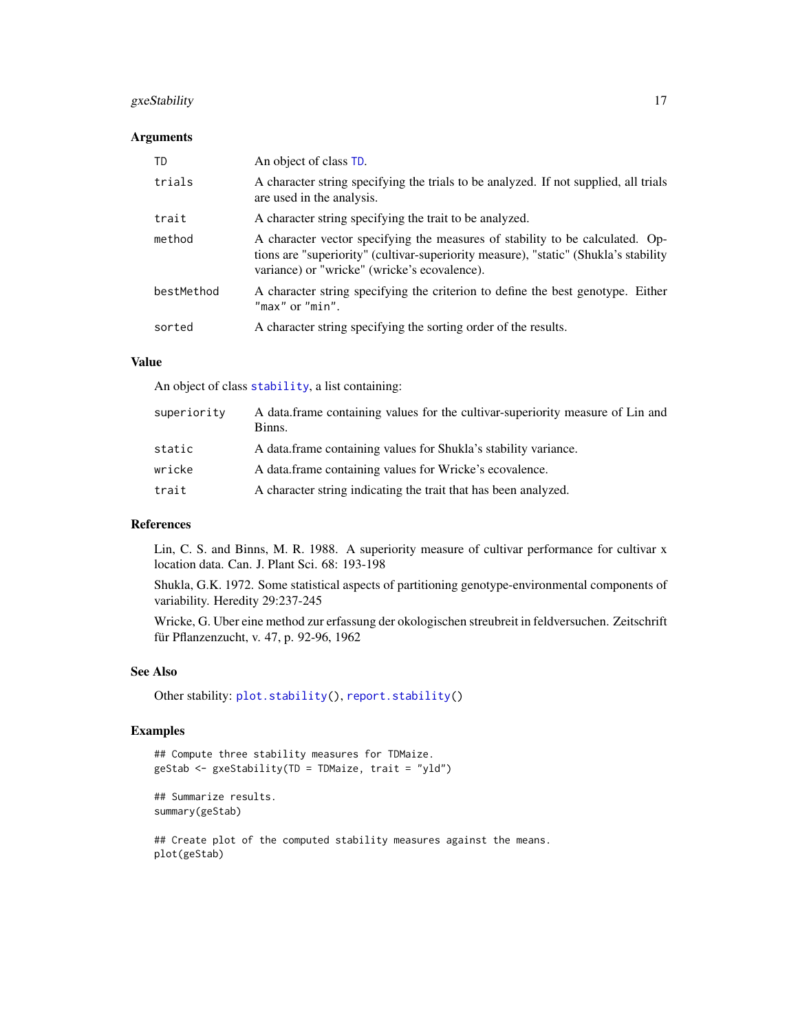## Arguments

| | |
|---|---|
| TD | An object of class TD. |
| trials | A character string specifying the trials to be analyzed. If not supplied, all trials are used in the analysis. |
| trait | A character string specifying the trait to be analyzed. |
| method | A character vector specifying the measures of stability to be calculated. Options are "superiority" (cultivar-superiority measure), "static" (Shukla's stability variance) or "wricke" (wricke's ecovalence). |
| bestMethod | A character string specifying the criterion to define the best genotype. Either "max" or "min". |
| sorted | A character string specifying the sorting order of the results. |

## Value

An object of class stability, a list containing:

| | |
|---|---|
| superiority | A data.frame containing values for the cultivar-superiority measure of Lin and Binns. |
| static | A data.frame containing values for Shukla's stability variance. |
| wricke | A data.frame containing values for Wricke's ecovalence. |
| trait | A character string indicating the trait that has been analyzed. |

## References

Lin, C. S. and Binns, M. R. 1988. A superiority measure of cultivar performance for cultivar x location data. Can. J. Plant Sci. 68: 193-198

Shukla, G.K. 1972. Some statistical aspects of partitioning genotype-environmental components of variability. Heredity 29:237-245

Wricke, G. Uber eine method zur erfassung der okologischen streubreit in feldversuchen. Zeitschrift für Pflanzenzucht, v. 47, p. 92-96, 1962

## See Also

Other stability: plot.stability(), report.stability()

## Examples

```
## Compute three stability measures for TDMaize.
geStab <- gxeStability(TD = TDMaize, trait = "yld")

## Summarize results.
summary(geStab)

## Create plot of the computed stability measures against the means.
plot(geStab)
```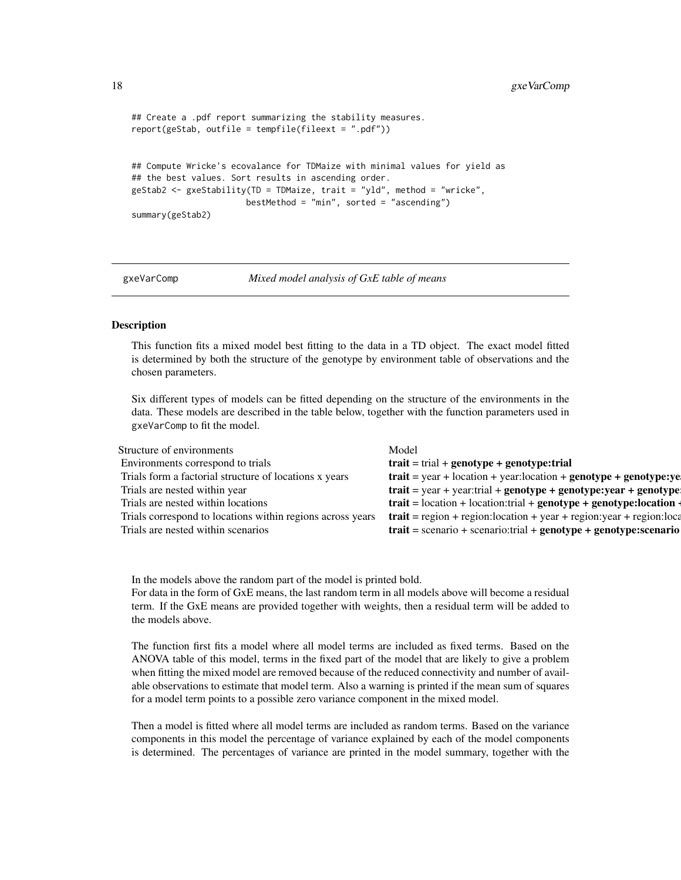```
## Create a .pdf report summarizing the stability measures.
report(geStab, outfile = tempfile(fileext = ".pdf"))


## Compute Wricke's ecovalance for TDMaize with minimal values for yield as
## the best values. Sort results in ascending order.
geStab2 <- gxeStability(TD = TDMaize, trait = "yld", method = "wricke",
                        bestMethod = "min", sorted = "ascending")
summary(geStab2)
```

## gxeVarComp — *Mixed model analysis of GxE table of means*

### Description

This function fits a mixed model best fitting to the data in a TD object. The exact model fitted is determined by both the structure of the genotype by environment table of observations and the chosen parameters.

Six different types of models can be fitted depending on the structure of the environments in the data. These models are described in the table below, together with the function parameters used in `gxeVarComp` to fit the model.

| Structure of environments | Model |
| --- | --- |
| Environments correspond to trials | **trait** = trial + **genotype + genotype:trial** |
| Trials form a factorial structure of locations x years | **trait** = year + location + year:location + **genotype + genotype:ye** |
| Trials are nested within year | **trait** = year + year:trial + **genotype + genotype:year + genotype** |
| Trials are nested within locations | **trait** = location + location:trial + **genotype + genotype:location +** |
| Trials correspond to locations within regions across years | **trait** = region + region:location + year + region:year + region:loca |
| Trials are nested within scenarios | **trait** = scenario + scenario:trial + **genotype + genotype:scenario** |

In the models above the random part of the model is printed bold.
For data in the form of GxE means, the last random term in all models above will become a residual term. If the GxE means are provided together with weights, then a residual term will be added to the models above.

The function first fits a model where all model terms are included as fixed terms. Based on the ANOVA table of this model, terms in the fixed part of the model that are likely to give a problem when fitting the mixed model are removed because of the reduced connectivity and number of available observations to estimate that model term. Also a warning is printed if the mean sum of squares for a model term points to a possible zero variance component in the mixed model.

Then a model is fitted where all model terms are included as random terms. Based on the variance components in this model the percentage of variance explained by each of the model components is determined. The percentages of variance are printed in the model summary, together with the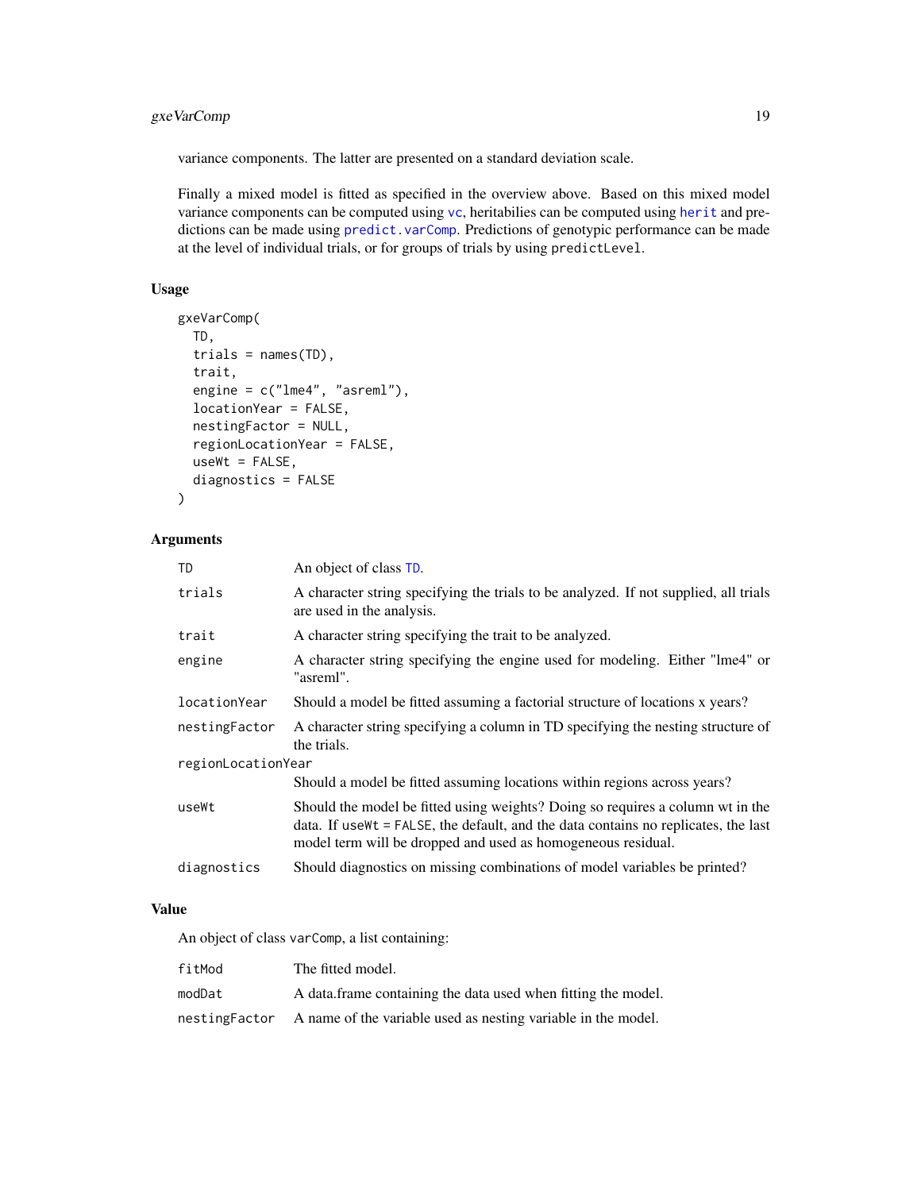variance components. The latter are presented on a standard deviation scale.

Finally a mixed model is fitted as specified in the overview above. Based on this mixed model variance components can be computed using vc, heritabilities can be computed using herit and predictions can be made using predict.varComp. Predictions of genotypic performance can be made at the level of individual trials, or for groups of trials by using predictLevel.

## Usage

```
gxeVarComp(
  TD,
  trials = names(TD),
  trait,
  engine = c("lme4", "asreml"),
  locationYear = FALSE,
  nestingFactor = NULL,
  regionLocationYear = FALSE,
  useWt = FALSE,
  diagnostics = FALSE
)
```

## Arguments

| Argument | Description |
|---|---|
| TD | An object of class TD. |
| trials | A character string specifying the trials to be analyzed. If not supplied, all trials are used in the analysis. |
| trait | A character string specifying the trait to be analyzed. |
| engine | A character string specifying the engine used for modeling. Either "lme4" or "asreml". |
| locationYear | Should a model be fitted assuming a factorial structure of locations x years? |
| nestingFactor | A character string specifying a column in TD specifying the nesting structure of the trials. |
| regionLocationYear | Should a model be fitted assuming locations within regions across years? |
| useWt | Should the model be fitted using weights? Doing so requires a column wt in the data. If useWt = FALSE, the default, and the data contains no replicates, the last model term will be dropped and used as homogeneous residual. |
| diagnostics | Should diagnostics on missing combinations of model variables be printed? |

## Value

An object of class varComp, a list containing:

| | |
|---|---|
| fitMod | The fitted model. |
| modDat | A data.frame containing the data used when fitting the model. |
| nestingFactor | A name of the variable used as nesting variable in the model. |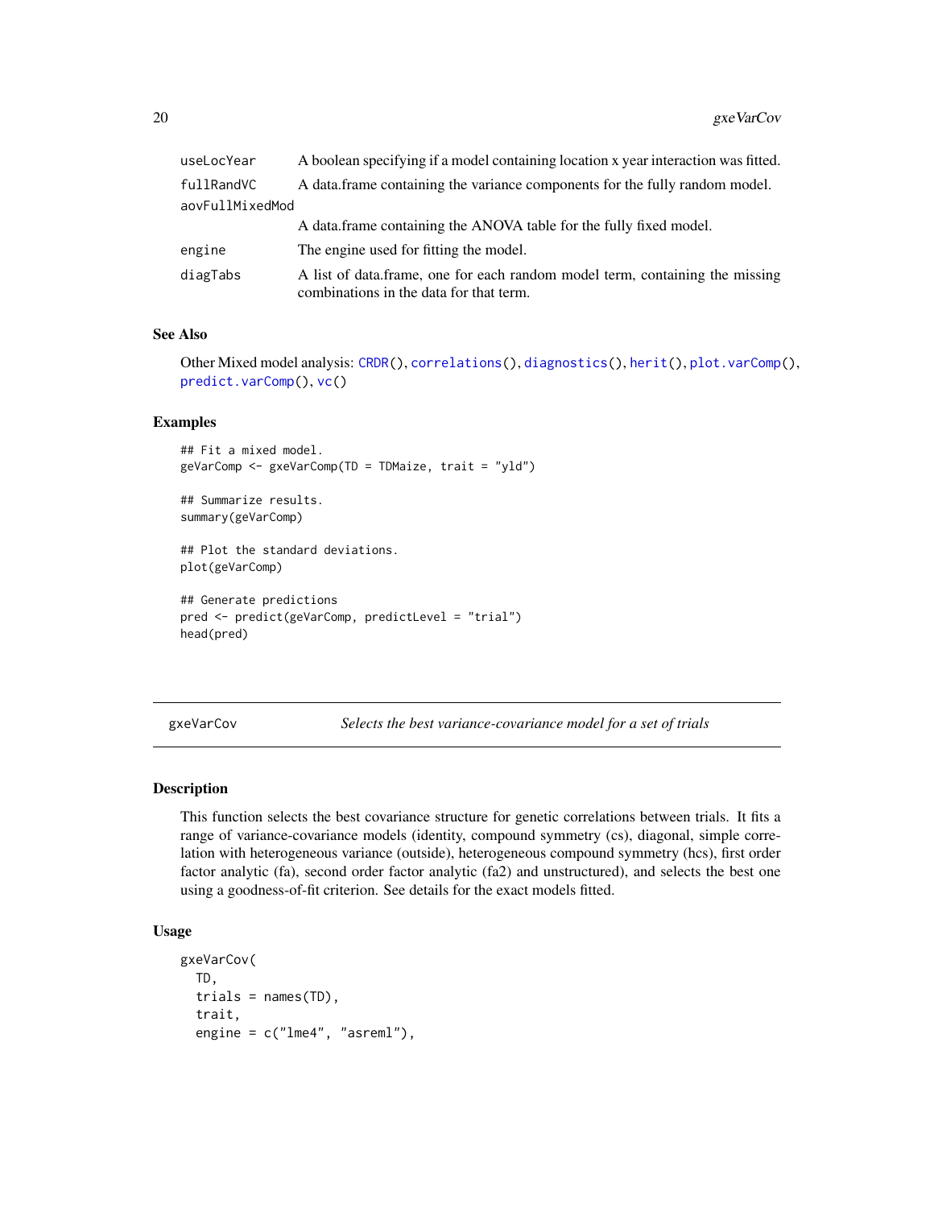| | |
|---|---|
| useLocYear | A boolean specifying if a model containing location x year interaction was fitted. |
| fullRandVC | A data.frame containing the variance components for the fully random model. |
| aovFullMixedMod | A data.frame containing the ANOVA table for the fully fixed model. |
| engine | The engine used for fitting the model. |
| diagTabs | A list of data.frame, one for each random model term, containing the missing combinations in the data for that term. |

### See Also

Other Mixed model analysis: CRDR(), correlations(), diagnostics(), herit(), plot.varComp(), predict.varComp(), vc()

### Examples

```
## Fit a mixed model.
geVarComp <- gxeVarComp(TD = TDMaize, trait = "yld")

## Summarize results.
summary(geVarComp)

## Plot the standard deviations.
plot(geVarComp)

## Generate predictions
pred <- predict(geVarComp, predictLevel = "trial")
head(pred)
```

---

## gxeVarCov — *Selects the best variance-covariance model for a set of trials*

### Description

This function selects the best covariance structure for genetic correlations between trials. It fits a range of variance-covariance models (identity, compound symmetry (cs), diagonal, simple correlation with heterogeneous variance (outside), heterogeneous compound symmetry (hcs), first order factor analytic (fa), second order factor analytic (fa2) and unstructured), and selects the best one using a goodness-of-fit criterion. See details for the exact models fitted.

### Usage

```
gxeVarCov(
  TD,
  trials = names(TD),
  trait,
  engine = c("lme4", "asreml"),
```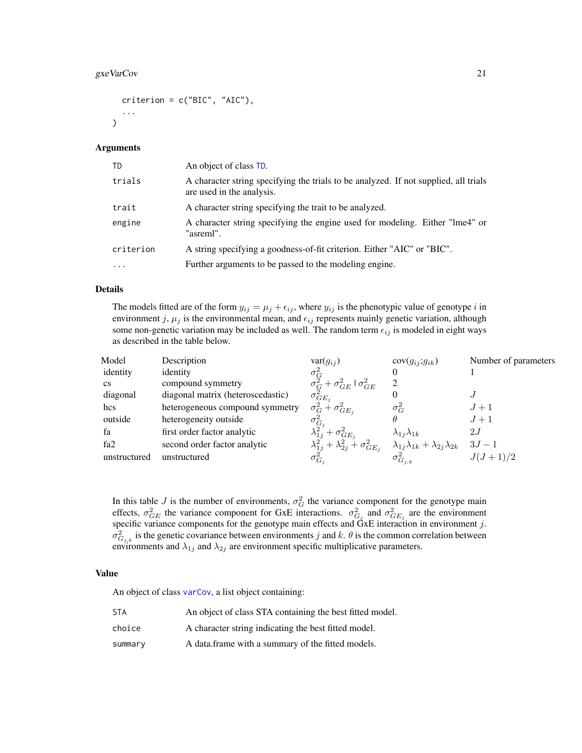```
  criterion = c("BIC", "AIC"),
  ...
)
```

### Arguments

| | |
|---|---|
| `TD` | An object of class `TD`. |
| `trials` | A character string specifying the trials to be analyzed. If not supplied, all trials are used in the analysis. |
| `trait` | A character string specifying the trait to be analyzed. |
| `engine` | A character string specifying the engine used for modeling. Either "lme4" or "asreml". |
| `criterion` | A string specifying a goodness-of-fit criterion. Either "AIC" or "BIC". |
| `...` | Further arguments to be passed to the modeling engine. |

### Details

The models fitted are of the form $y_{ij} = \mu_j + \epsilon_{ij}$, where $y_{ij}$ is the phenotypic value of genotype $i$ in environment $j$, $\mu_j$ is the environmental mean, and $\epsilon_{ij}$ represents mainly genetic variation, although some non-genetic variation may be included as well. The random term $\epsilon_{ij}$ is modeled in eight ways as described in the table below.

| Model | Description | var($g_{ij}$) | cov($g_{ij}$;$g_{ik}$) | Number of parameters |
|---|---|---|---|---|
| identity | identity | $\sigma_G^2$ | 0 | 1 |
| cs | compound symmetry | $\sigma_G^2 + \sigma_{GE}^2$ | $\sigma_{GE}^2$ | 2 |
| diagonal | diagonal matrix (heteroscedastic) | $\sigma_{GE_j}^2$ | 0 | $J$ |
| hcs | heterogeneous compound symmetry | $\sigma_G^2 + \sigma_{GE_j}^2$ | $\sigma_G^2$ | $J+1$ |
| outside | heterogeneity outside | $\sigma_{G_j}^2$ | $\theta$ | $J+1$ |
| fa | first order factor analytic | $\lambda_{1j}^2 + \sigma_{GE_j}^2$ | $\lambda_{1j}\lambda_{1k}$ | $2J$ |
| fa2 | second order factor analytic | $\lambda_{1j}^2 + \lambda_{2j}^2 + \sigma_{GE_j}^2$ | $\lambda_{1j}\lambda_{1k} + \lambda_{2j}\lambda_{2k}$ | $3J-1$ |
| unstructured | unstructured | $\sigma_{G_j}^2$ | $\sigma_{G_{j,k}}^2$ | $J(J+1)/2$ |

In this table $J$ is the number of environments, $\sigma_G^2$ the variance component for the genotype main effects, $\sigma_{GE}^2$ the variance component for GxE interactions. $\sigma_{G_j}^2$ and $\sigma_{GE_j}^2$ are the environment specific variance components for the genotype main effects and GxE interaction in environment $j$. $\sigma_{G_{j,k}}^2$ is the genetic covariance between environments $j$ and $k$. $\theta$ is the common correlation between environments and $\lambda_{1j}$ and $\lambda_{2j}$ are environment specific multiplicative parameters.

### Value

An object of class `varCov`, a list object containing:

| | |
|---|---|
| `STA` | An object of class STA containing the best fitted model. |
| `choice` | A character string indicating the best fitted model. |
| `summary` | A data.frame with a summary of the fitted models. |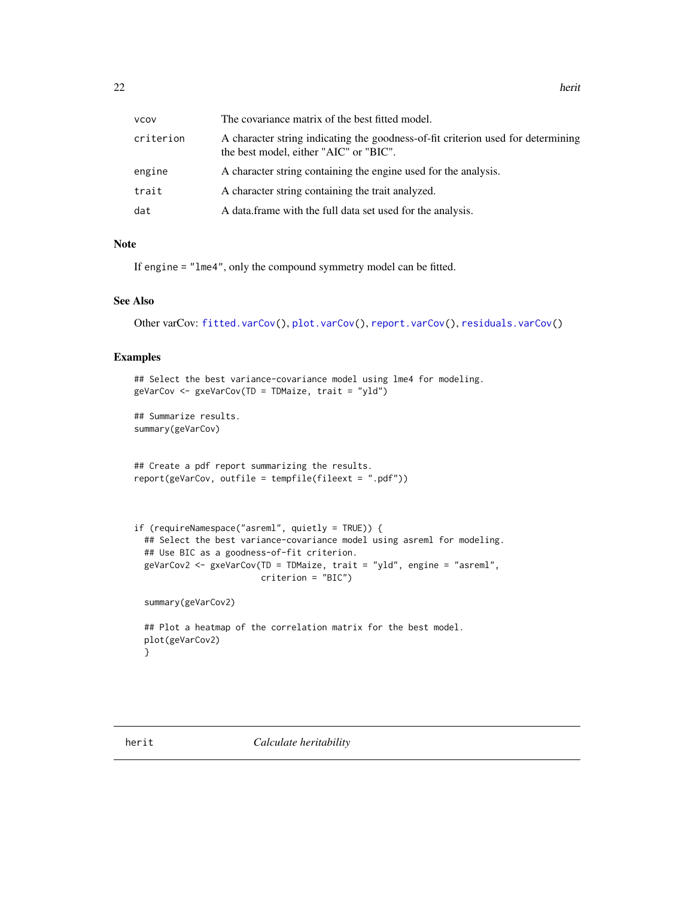| | |
|---|---|
| vcov | The covariance matrix of the best fitted model. |
| criterion | A character string indicating the goodness-of-fit criterion used for determining the best model, either "AIC" or "BIC". |
| engine | A character string containing the engine used for the analysis. |
| trait | A character string containing the trait analyzed. |
| dat | A data.frame with the full data set used for the analysis. |

## Note

If engine = "lme4", only the compound symmetry model can be fitted.

## See Also

Other varCov: `fitted.varCov()`, `plot.varCov()`, `report.varCov()`, `residuals.varCov()`

## Examples

```
## Select the best variance-covariance model using lme4 for modeling.
geVarCov <- gxeVarCov(TD = TDMaize, trait = "yld")

## Summarize results.
summary(geVarCov)


## Create a pdf report summarizing the results.
report(geVarCov, outfile = tempfile(fileext = ".pdf"))



if (requireNamespace("asreml", quietly = TRUE)) {
  ## Select the best variance-covariance model using asreml for modeling.
  ## Use BIC as a goodness-of-fit criterion.
  geVarCov2 <- gxeVarCov(TD = TDMaize, trait = "yld", engine = "asreml",
                         criterion = "BIC")

  summary(geVarCov2)

  ## Plot a heatmap of the correlation matrix for the best model.
  plot(geVarCov2)
  }
```

---

## herit — *Calculate heritability*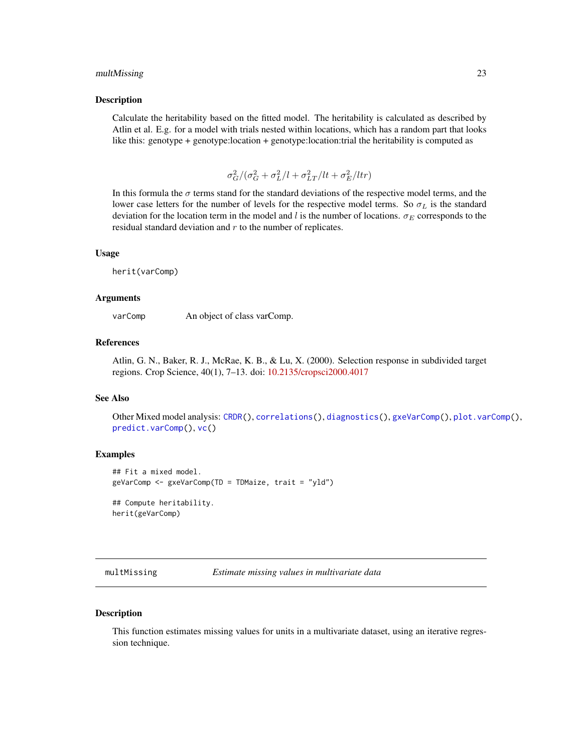## Description

Calculate the heritability based on the fitted model. The heritability is calculated as described by Atlin et al. E.g. for a model with trials nested within locations, which has a random part that looks like this: genotype + genotype:location + genotype:location:trial the heritability is computed as

$$\sigma_G^2/(\sigma_G^2 + \sigma_L^2/l + \sigma_{LT}^2/lt + \sigma_E^2/ltr)$$

In this formula the $\sigma$ terms stand for the standard deviations of the respective model terms, and the lower case letters for the number of levels for the respective model terms. So $\sigma_L$ is the standard deviation for the location term in the model and $l$ is the number of locations. $\sigma_E$ corresponds to the residual standard deviation and $r$ to the number of replicates.

## Usage

```
herit(varComp)
```

## Arguments

| | |
|---|---|
| varComp | An object of class varComp. |

## References

Atlin, G. N., Baker, R. J., McRae, K. B., & Lu, X. (2000). Selection response in subdivided target regions. Crop Science, 40(1), 7–13. doi: 10.2135/cropsci2000.4017

## See Also

Other Mixed model analysis: `CRDR()`, `correlations()`, `diagnostics()`, `gxeVarComp()`, `plot.varComp()`, `predict.varComp()`, `vc()`

## Examples

```
## Fit a mixed model.
geVarComp <- gxeVarComp(TD = TDMaize, trait = "yld")

## Compute heritability.
herit(geVarComp)
```

---

# multMissing — *Estimate missing values in multivariate data*

## Description

This function estimates missing values for units in a multivariate dataset, using an iterative regression technique.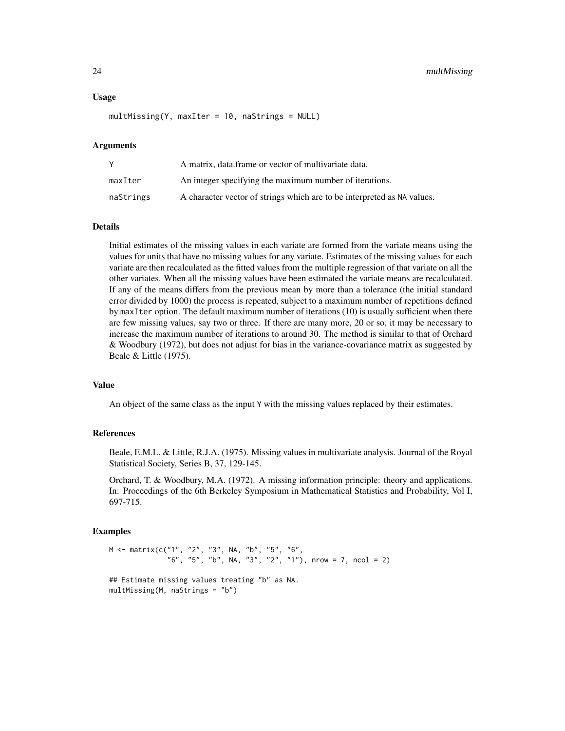### Usage

```
multMissing(Y, maxIter = 10, naStrings = NULL)
```

### Arguments

| | |
|---|---|
| Y | A matrix, data.frame or vector of multivariate data. |
| maxIter | An integer specifying the maximum number of iterations. |
| naStrings | A character vector of strings which are to be interpreted as NA values. |

### Details

Initial estimates of the missing values in each variate are formed from the variate means using the values for units that have no missing values for any variate. Estimates of the missing values for each variate are then recalculated as the fitted values from the multiple regression of that variate on all the other variates. When all the missing values have been estimated the variate means are recalculated. If any of the means differs from the previous mean by more than a tolerance (the initial standard error divided by 1000) the process is repeated, subject to a maximum number of repetitions defined by maxIter option. The default maximum number of iterations (10) is usually sufficient when there are few missing values, say two or three. If there are many more, 20 or so, it may be necessary to increase the maximum number of iterations to around 30. The method is similar to that of Orchard & Woodbury (1972), but does not adjust for bias in the variance-covariance matrix as suggested by Beale & Little (1975).

### Value

An object of the same class as the input Y with the missing values replaced by their estimates.

### References

Beale, E.M.L. & Little, R.J.A. (1975). Missing values in multivariate analysis. Journal of the Royal Statistical Society, Series B, 37, 129-145.

Orchard, T. & Woodbury, M.A. (1972). A missing information principle: theory and applications. In: Proceedings of the 6th Berkeley Symposium in Mathematical Statistics and Probability, Vol I, 697-715.

### Examples

```
M <- matrix(c("1", "2", "3", NA, "b", "5", "6",
              "6", "5", "b", NA, "3", "2", "1"), nrow = 7, ncol = 2)

## Estimate missing values treating "b" as NA.
multMissing(M, naStrings = "b")
```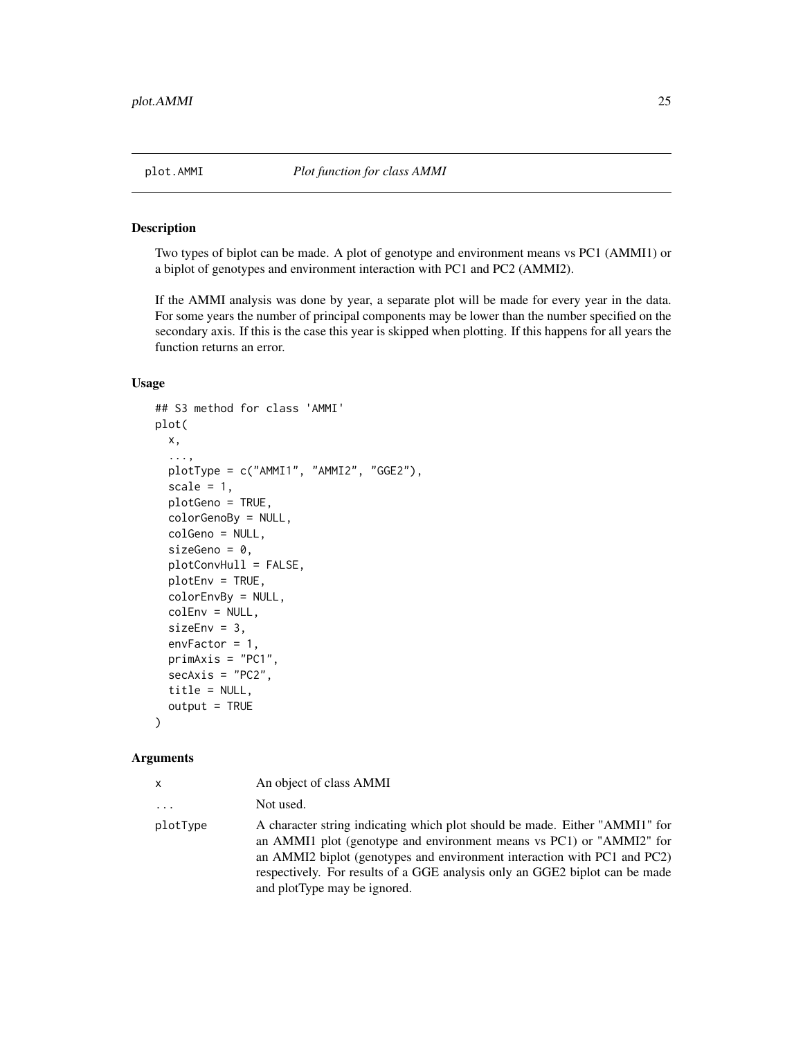# plot.AMMI — *Plot function for class AMMI*

## Description

Two types of biplot can be made. A plot of genotype and environment means vs PC1 (AMMI1) or a biplot of genotypes and environment interaction with PC1 and PC2 (AMMI2).

If the AMMI analysis was done by year, a separate plot will be made for every year in the data. For some years the number of principal components may be lower than the number specified on the secondary axis. If this is the case this year is skipped when plotting. If this happens for all years the function returns an error.

## Usage

```
## S3 method for class 'AMMI'
plot(
  x,
  ...,
  plotType = c("AMMI1", "AMMI2", "GGE2"),
  scale = 1,
  plotGeno = TRUE,
  colorGenoBy = NULL,
  colGeno = NULL,
  sizeGeno = 0,
  plotConvHull = FALSE,
  plotEnv = TRUE,
  colorEnvBy = NULL,
  colEnv = NULL,
  sizeEnv = 3,
  envFactor = 1,
  primAxis = "PC1",
  secAxis = "PC2",
  title = NULL,
  output = TRUE
)
```

## Arguments

| | |
|---|---|
| x | An object of class AMMI |
| ... | Not used. |
| plotType | A character string indicating which plot should be made. Either "AMMI1" for an AMMI1 plot (genotype and environment means vs PC1) or "AMMI2" for an AMMI2 biplot (genotypes and environment interaction with PC1 and PC2) respectively. For results of a GGE analysis only an GGE2 biplot can be made and plotType may be ignored. |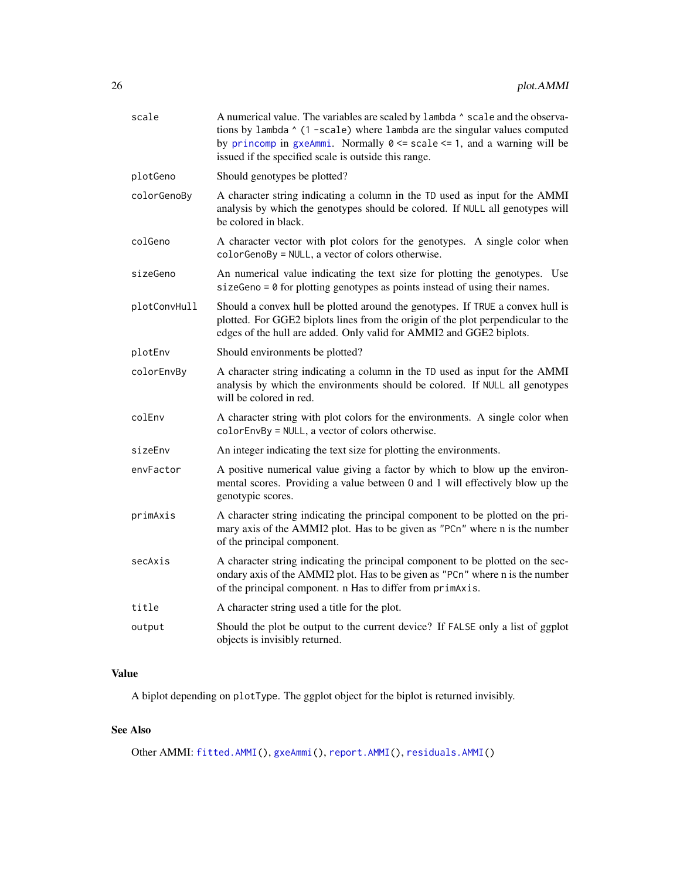| | |
|---|---|
| `scale` | A numerical value. The variables are scaled by `lambda ^ scale` and the observations by `lambda ^ (1 -scale)` where `lambda` are the singular values computed by `princomp` in `gxeAmmi`. Normally `0 <= scale <= 1`, and a warning will be issued if the specified scale is outside this range. |
| `plotGeno` | Should genotypes be plotted? |
| `colorGenoBy` | A character string indicating a column in the `TD` used as input for the AMMI analysis by which the genotypes should be colored. If `NULL` all genotypes will be colored in black. |
| `colGeno` | A character vector with plot colors for the genotypes. A single color when `colorGenoBy = NULL`, a vector of colors otherwise. |
| `sizeGeno` | An numerical value indicating the text size for plotting the genotypes. Use `sizeGeno = 0` for plotting genotypes as points instead of using their names. |
| `plotConvHull` | Should a convex hull be plotted around the genotypes. If `TRUE` a convex hull is plotted. For GGE2 biplots lines from the origin of the plot perpendicular to the edges of the hull are added. Only valid for AMMI2 and GGE2 biplots. |
| `plotEnv` | Should environments be plotted? |
| `colorEnvBy` | A character string indicating a column in the `TD` used as input for the AMMI analysis by which the environments should be colored. If `NULL` all genotypes will be colored in red. |
| `colEnv` | A character string with plot colors for the environments. A single color when `colorEnvBy = NULL`, a vector of colors otherwise. |
| `sizeEnv` | An integer indicating the text size for plotting the environments. |
| `envFactor` | A positive numerical value giving a factor by which to blow up the environmental scores. Providing a value between 0 and 1 will effectively blow up the genotypic scores. |
| `primAxis` | A character string indicating the principal component to be plotted on the primary axis of the AMMI2 plot. Has to be given as `"PCn"` where n is the number of the principal component. |
| `secAxis` | A character string indicating the principal component to be plotted on the secondary axis of the AMMI2 plot. Has to be given as `"PCn"` where n is the number of the principal component. n Has to differ from `primAxis`. |
| `title` | A character string used a title for the plot. |
| `output` | Should the plot be output to the current device? If `FALSE` only a list of ggplot objects is invisibly returned. |

## Value

A biplot depending on `plotType`. The ggplot object for the biplot is returned invisibly.

## See Also

Other AMMI: `fitted.AMMI()`, `gxeAmmi()`, `report.AMMI()`, `residuals.AMMI()`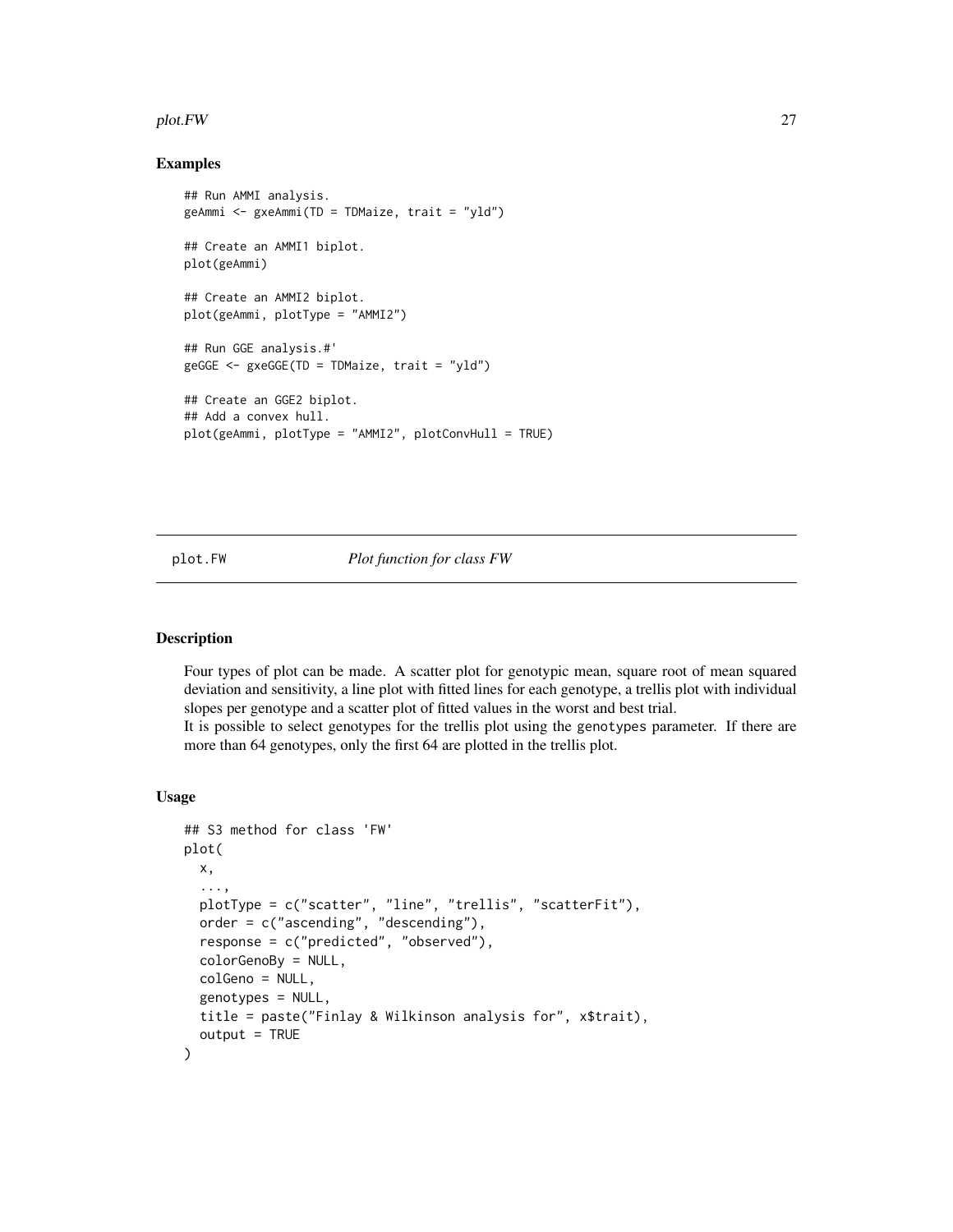## Examples

```
## Run AMMI analysis.
geAmmi <- gxeAmmi(TD = TDMaize, trait = "yld")

## Create an AMMI1 biplot.
plot(geAmmi)

## Create an AMMI2 biplot.
plot(geAmmi, plotType = "AMMI2")

## Run GGE analysis.#'
geGGE <- gxeGGE(TD = TDMaize, trait = "yld")

## Create an GGE2 biplot.
## Add a convex hull.
plot(geAmmi, plotType = "AMMI2", plotConvHull = TRUE)
```

---

# plot.FW &nbsp;&nbsp;&nbsp;&nbsp;&nbsp;&nbsp; *Plot function for class FW*

---

## Description

Four types of plot can be made. A scatter plot for genotypic mean, square root of mean squared deviation and sensitivity, a line plot with fitted lines for each genotype, a trellis plot with individual slopes per genotype and a scatter plot of fitted values in the worst and best trial.
It is possible to select genotypes for the trellis plot using the `genotypes` parameter. If there are more than 64 genotypes, only the first 64 are plotted in the trellis plot.

## Usage

```
## S3 method for class 'FW'
plot(
  x,
  ...,
  plotType = c("scatter", "line", "trellis", "scatterFit"),
  order = c("ascending", "descending"),
  response = c("predicted", "observed"),
  colorGenoBy = NULL,
  colGeno = NULL,
  genotypes = NULL,
  title = paste("Finlay & Wilkinson analysis for", x$trait),
  output = TRUE
)
```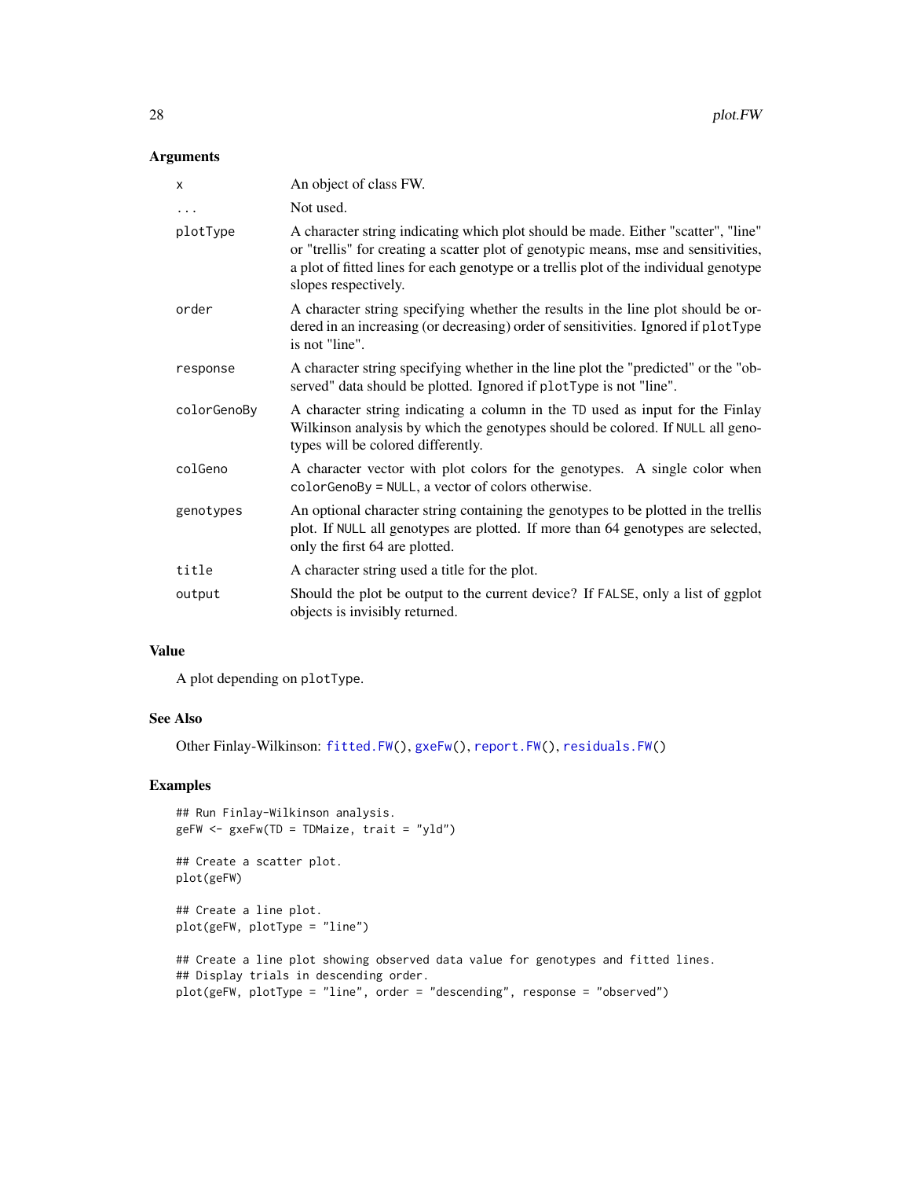### Arguments

| | |
|---|---|
| `x` | An object of class FW. |
| `...` | Not used. |
| `plotType` | A character string indicating which plot should be made. Either "scatter", "line" or "trellis" for creating a scatter plot of genotypic means, mse and sensitivities, a plot of fitted lines for each genotype or a trellis plot of the individual genotype slopes respectively. |
| `order` | A character string specifying whether the results in the line plot should be ordered in an increasing (or decreasing) order of sensitivities. Ignored if `plotType` is not "line". |
| `response` | A character string specifying whether in the line plot the "predicted" or the "observed" data should be plotted. Ignored if `plotType` is not "line". |
| `colorGenoBy` | A character string indicating a column in the `TD` used as input for the Finlay Wilkinson analysis by which the genotypes should be colored. If `NULL` all genotypes will be colored differently. |
| `colGeno` | A character vector with plot colors for the genotypes. A single color when `colorGenoBy = NULL`, a vector of colors otherwise. |
| `genotypes` | An optional character string containing the genotypes to be plotted in the trellis plot. If `NULL` all genotypes are plotted. If more than 64 genotypes are selected, only the first 64 are plotted. |
| `title` | A character string used a title for the plot. |
| `output` | Should the plot be output to the current device? If `FALSE`, only a list of ggplot objects is invisibly returned. |

### Value

A plot depending on `plotType`.

### See Also

Other Finlay-Wilkinson: `fitted.FW()`, `gxeFw()`, `report.FW()`, `residuals.FW()`

### Examples

```
## Run Finlay-Wilkinson analysis.
geFW <- gxeFw(TD = TDMaize, trait = "yld")

## Create a scatter plot.
plot(geFW)

## Create a line plot.
plot(geFW, plotType = "line")

## Create a line plot showing observed data value for genotypes and fitted lines.
## Display trials in descending order.
plot(geFW, plotType = "line", order = "descending", response = "observed")
```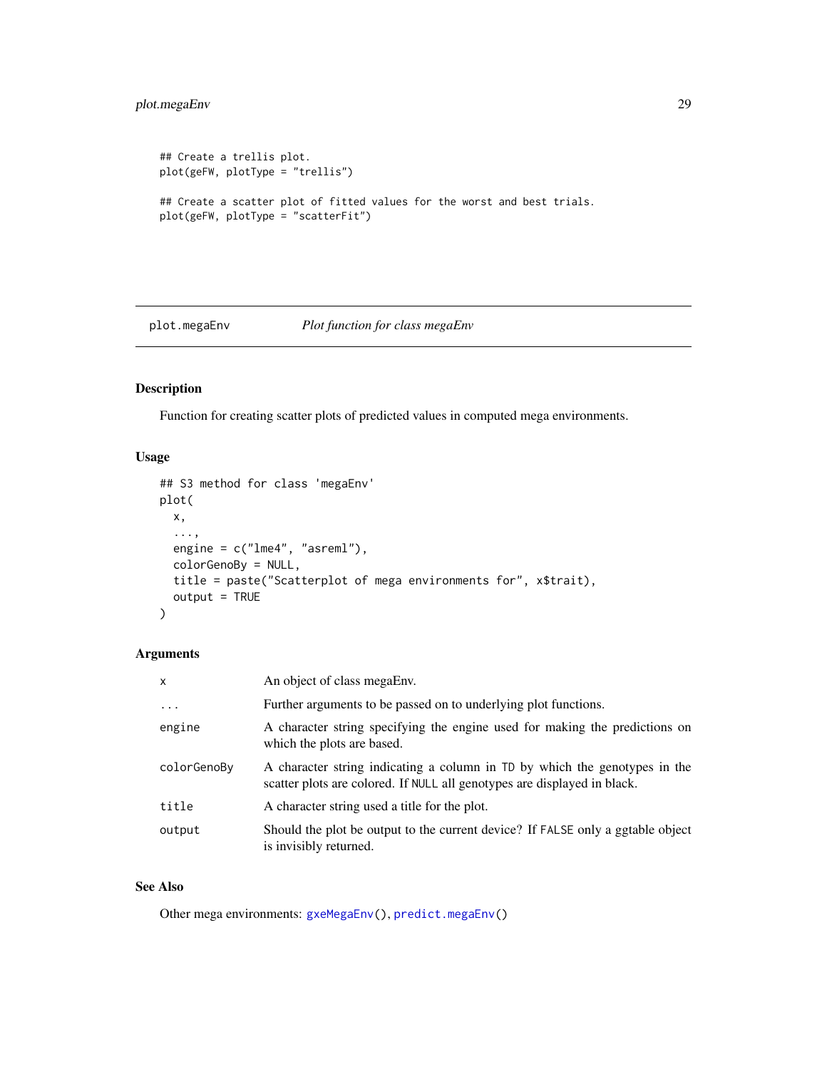```
## Create a trellis plot.
plot(geFW, plotType = "trellis")

## Create a scatter plot of fitted values for the worst and best trials.
plot(geFW, plotType = "scatterFit")
```

## plot.megaEnv — *Plot function for class megaEnv*

### Description

Function for creating scatter plots of predicted values in computed mega environments.

### Usage

```
## S3 method for class 'megaEnv'
plot(
  x,
  ...,
  engine = c("lme4", "asreml"),
  colorGenoBy = NULL,
  title = paste("Scatterplot of mega environments for", x$trait),
  output = TRUE
)
```

### Arguments

| | |
|---|---|
| `x` | An object of class megaEnv. |
| `...` | Further arguments to be passed on to underlying plot functions. |
| `engine` | A character string specifying the engine used for making the predictions on which the plots are based. |
| `colorGenoBy` | A character string indicating a column in `TD` by which the genotypes in the scatter plots are colored. If `NULL` all genotypes are displayed in black. |
| `title` | A character string used a title for the plot. |
| `output` | Should the plot be output to the current device? If `FALSE` only a ggtable object is invisibly returned. |

### See Also

Other mega environments: `gxeMegaEnv()`, `predict.megaEnv()`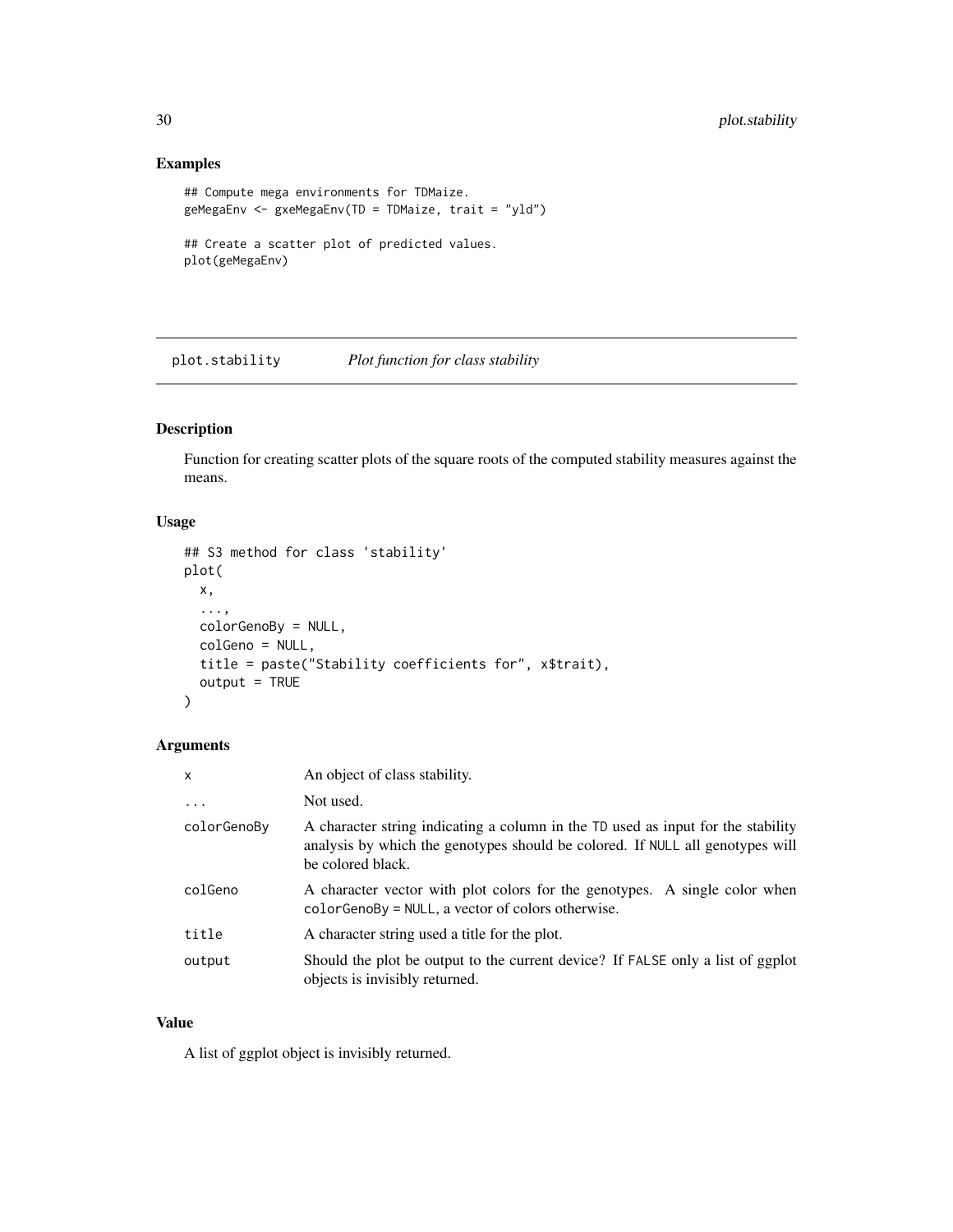## Examples

```
## Compute mega environments for TDMaize.
geMegaEnv <- gxeMegaEnv(TD = TDMaize, trait = "yld")

## Create a scatter plot of predicted values.
plot(geMegaEnv)
```

---

# plot.stability *Plot function for class stability*

---

## Description

Function for creating scatter plots of the square roots of the computed stability measures against the means.

## Usage

```
## S3 method for class 'stability'
plot(
  x,
  ...,
  colorGenoBy = NULL,
  colGeno = NULL,
  title = paste("Stability coefficients for", x$trait),
  output = TRUE
)
```

## Arguments

| | |
|---|---|
| x | An object of class stability. |
| ... | Not used. |
| colorGenoBy | A character string indicating a column in the TD used as input for the stability analysis by which the genotypes should be colored. If NULL all genotypes will be colored black. |
| colGeno | A character vector with plot colors for the genotypes. A single color when colorGenoBy = NULL, a vector of colors otherwise. |
| title | A character string used a title for the plot. |
| output | Should the plot be output to the current device? If FALSE only a list of ggplot objects is invisibly returned. |

## Value

A list of ggplot object is invisibly returned.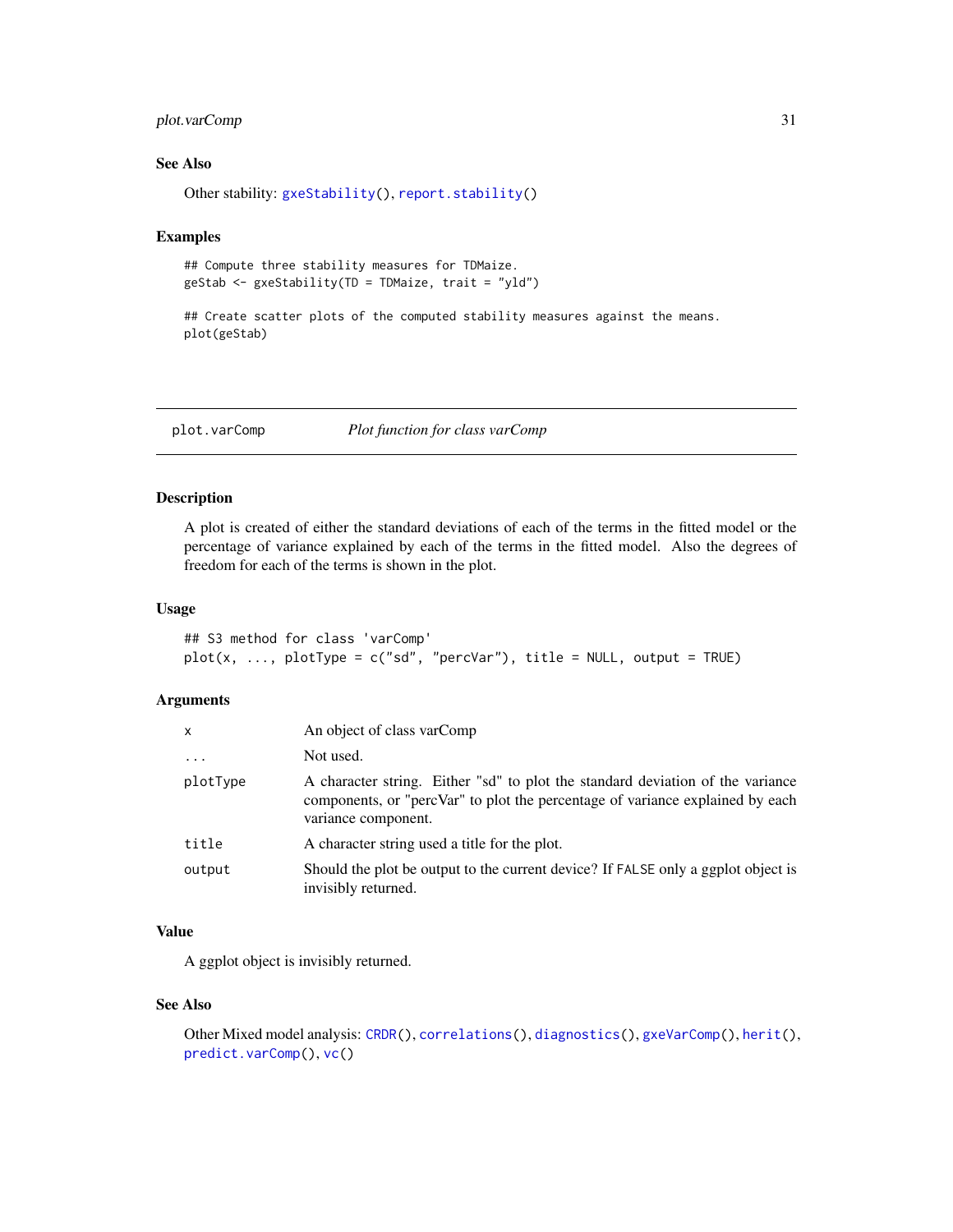## See Also

Other stability: gxeStability(), report.stability()

## Examples

```
## Compute three stability measures for TDMaize.
geStab <- gxeStability(TD = TDMaize, trait = "yld")

## Create scatter plots of the computed stability measures against the means.
plot(geStab)
```

---

# plot.varComp — *Plot function for class varComp*

## Description

A plot is created of either the standard deviations of each of the terms in the fitted model or the percentage of variance explained by each of the terms in the fitted model. Also the degrees of freedom for each of the terms is shown in the plot.

## Usage

```
## S3 method for class 'varComp'
plot(x, ..., plotType = c("sd", "percVar"), title = NULL, output = TRUE)
```

## Arguments

| | |
|---|---|
| `x` | An object of class varComp |
| `...` | Not used. |
| `plotType` | A character string. Either "sd" to plot the standard deviation of the variance components, or "percVar" to plot the percentage of variance explained by each variance component. |
| `title` | A character string used a title for the plot. |
| `output` | Should the plot be output to the current device? If `FALSE` only a ggplot object is invisibly returned. |

## Value

A ggplot object is invisibly returned.

## See Also

Other Mixed model analysis: CRDR(), correlations(), diagnostics(), gxeVarComp(), herit(), predict.varComp(), vc()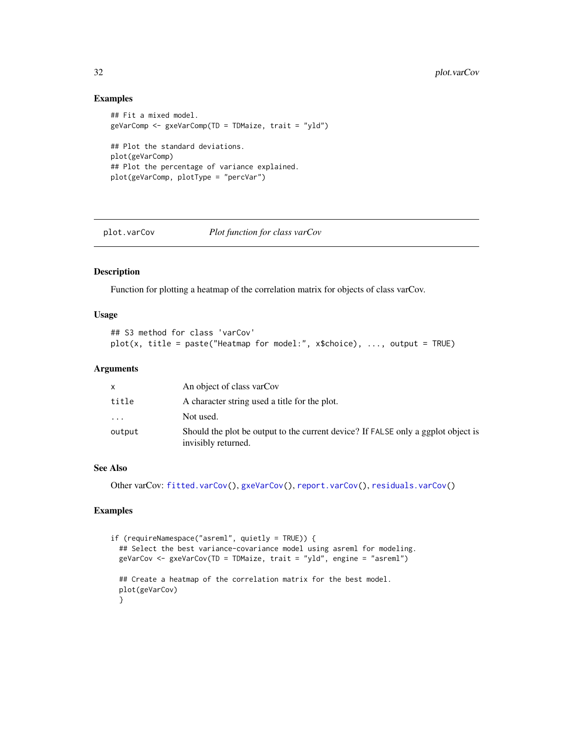## Examples

```
## Fit a mixed model.
geVarComp <- gxeVarComp(TD = TDMaize, trait = "yld")

## Plot the standard deviations.
plot(geVarComp)
## Plot the percentage of variance explained.
plot(geVarComp, plotType = "percVar")
```

---

# plot.varCov    *Plot function for class varCov*

---

## Description

Function for plotting a heatmap of the correlation matrix for objects of class varCov.

## Usage

```
## S3 method for class 'varCov'
plot(x, title = paste("Heatmap for model:", x$choice), ..., output = TRUE)
```

## Arguments

| | |
|---|---|
| `x` | An object of class varCov |
| `title` | A character string used a title for the plot. |
| `...` | Not used. |
| `output` | Should the plot be output to the current device? If `FALSE` only a ggplot object is invisibly returned. |

## See Also

Other varCov: `fitted.varCov()`, `gxeVarCov()`, `report.varCov()`, `residuals.varCov()`

## Examples

```
if (requireNamespace("asreml", quietly = TRUE)) {
  ## Select the best variance-covariance model using asreml for modeling.
  geVarCov <- gxeVarCov(TD = TDMaize, trait = "yld", engine = "asreml")

  ## Create a heatmap of the correlation matrix for the best model.
  plot(geVarCov)
  }
```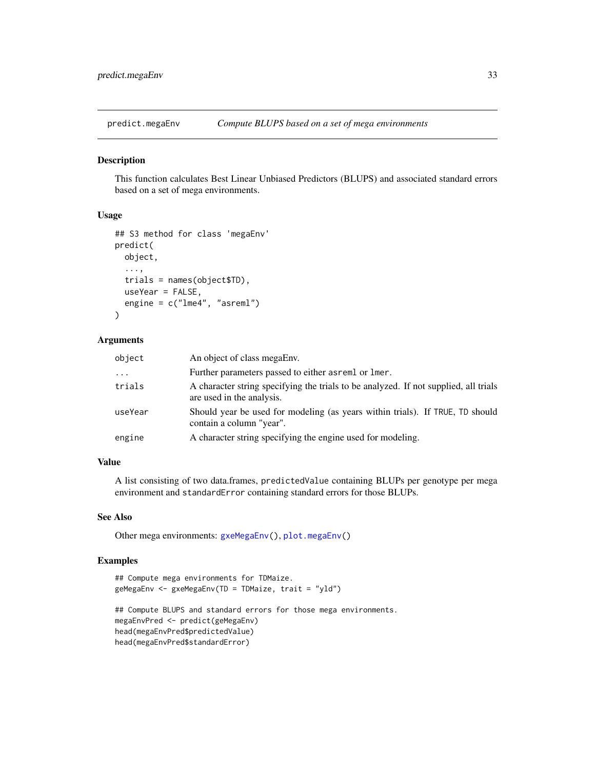## predict.megaEnv — *Compute BLUPS based on a set of mega environments*

### Description

This function calculates Best Linear Unbiased Predictors (BLUPS) and associated standard errors based on a set of mega environments.

### Usage

```
## S3 method for class 'megaEnv'
predict(
  object,
  ...,
  trials = names(object$TD),
  useYear = FALSE,
  engine = c("lme4", "asreml")
)
```

### Arguments

| | |
|---|---|
| `object` | An object of class megaEnv. |
| `...` | Further parameters passed to either `asreml` or `lmer`. |
| `trials` | A character string specifying the trials to be analyzed. If not supplied, all trials are used in the analysis. |
| `useYear` | Should year be used for modeling (as years within trials). If `TRUE`, `TD` should contain a column "year". |
| `engine` | A character string specifying the engine used for modeling. |

### Value

A list consisting of two data.frames, `predictedValue` containing BLUPs per genotype per mega environment and `standardError` containing standard errors for those BLUPs.

### See Also

Other mega environments: `gxeMegaEnv()`, `plot.megaEnv()`

### Examples

```
## Compute mega environments for TDMaize.
geMegaEnv <- gxeMegaEnv(TD = TDMaize, trait = "yld")

## Compute BLUPS and standard errors for those mega environments.
megaEnvPred <- predict(geMegaEnv)
head(megaEnvPred$predictedValue)
head(megaEnvPred$standardError)
```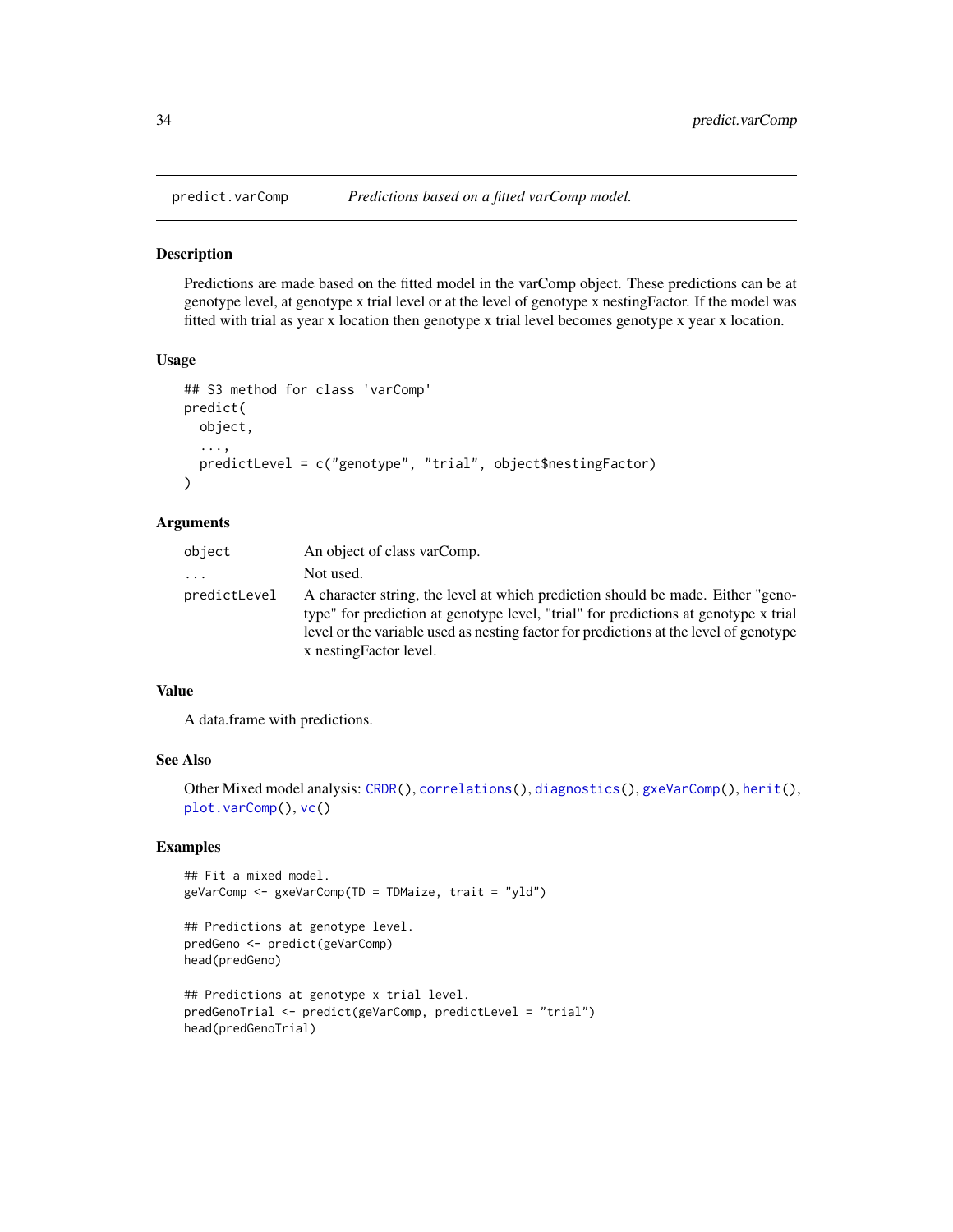# predict.varComp — *Predictions based on a fitted varComp model.*

## Description

Predictions are made based on the fitted model in the varComp object. These predictions can be at genotype level, at genotype x trial level or at the level of genotype x nestingFactor. If the model was fitted with trial as year x location then genotype x trial level becomes genotype x year x location.

## Usage

```
## S3 method for class 'varComp'
predict(
  object,
  ...,
  predictLevel = c("genotype", "trial", object$nestingFactor)
)
```

## Arguments

| | |
|---|---|
| object | An object of class varComp. |
| ... | Not used. |
| predictLevel | A character string, the level at which prediction should be made. Either "genotype" for prediction at genotype level, "trial" for predictions at genotype x trial level or the variable used as nesting factor for predictions at the level of genotype x nestingFactor level. |

## Value

A data.frame with predictions.

## See Also

Other Mixed model analysis: CRDR(), correlations(), diagnostics(), gxeVarComp(), herit(), plot.varComp(), vc()

## Examples

```
## Fit a mixed model.
geVarComp <- gxeVarComp(TD = TDMaize, trait = "yld")

## Predictions at genotype level.
predGeno <- predict(geVarComp)
head(predGeno)

## Predictions at genotype x trial level.
predGenoTrial <- predict(geVarComp, predictLevel = "trial")
head(predGenoTrial)
```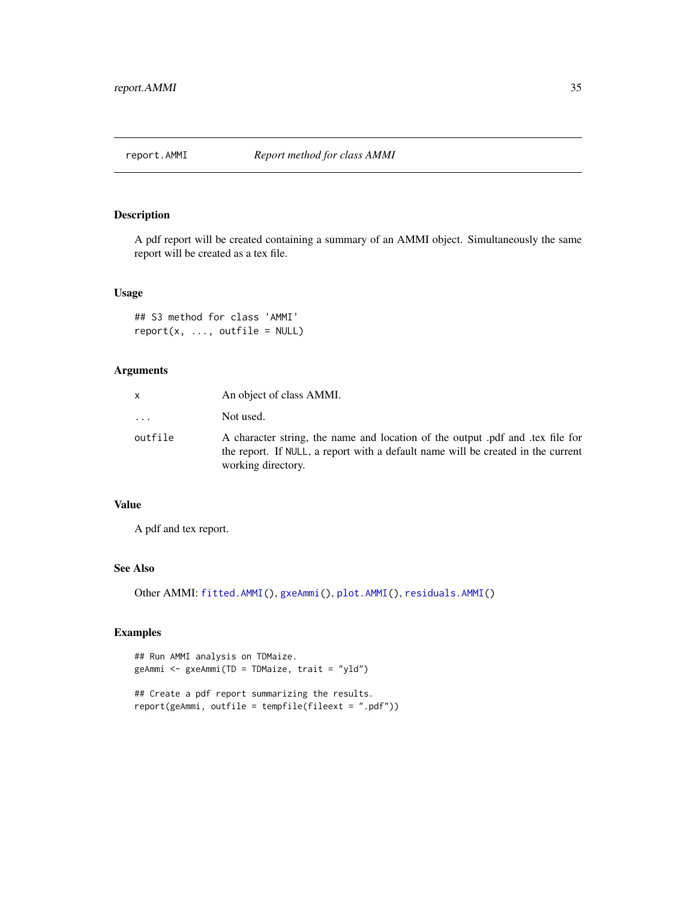# report.AMMI — *Report method for class AMMI*

## Description

A pdf report will be created containing a summary of an AMMI object. Simultaneously the same report will be created as a tex file.

## Usage

```
## S3 method for class 'AMMI'
report(x, ..., outfile = NULL)
```

## Arguments

| | |
|---|---|
| `x` | An object of class AMMI. |
| `...` | Not used. |
| `outfile` | A character string, the name and location of the output .pdf and .tex file for the report. If `NULL`, a report with a default name will be created in the current working directory. |

## Value

A pdf and tex report.

## See Also

Other AMMI: `fitted.AMMI()`, `gxeAmmi()`, `plot.AMMI()`, `residuals.AMMI()`

## Examples

```
## Run AMMI analysis on TDMaize.
geAmmi <- gxeAmmi(TD = TDMaize, trait = "yld")

## Create a pdf report summarizing the results.
report(geAmmi, outfile = tempfile(fileext = ".pdf"))
```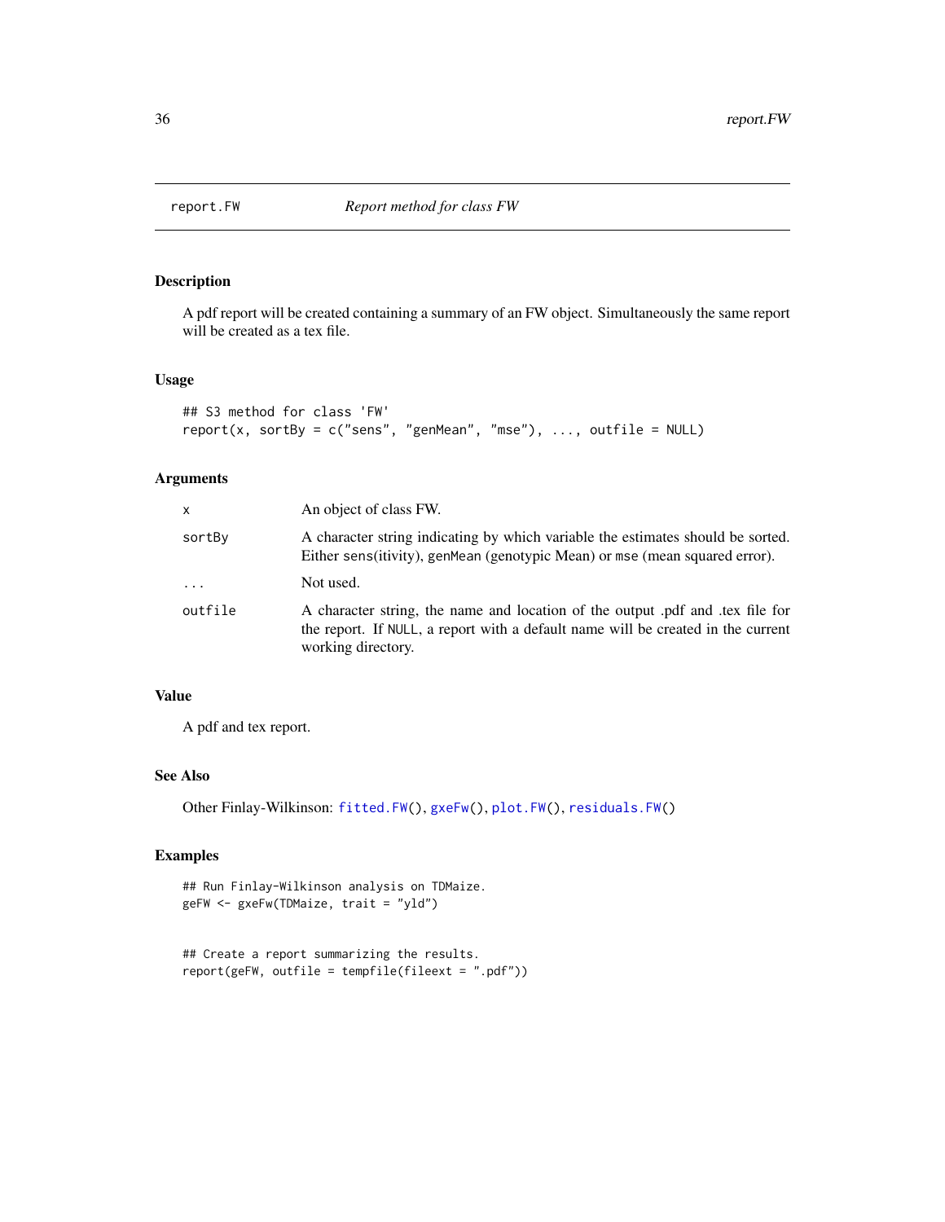## report.FW — *Report method for class FW*

### Description

A pdf report will be created containing a summary of an FW object. Simultaneously the same report will be created as a tex file.

### Usage

```
## S3 method for class 'FW'
report(x, sortBy = c("sens", "genMean", "mse"), ..., outfile = NULL)
```

### Arguments

| | |
|---|---|
| x | An object of class FW. |
| sortBy | A character string indicating by which variable the estimates should be sorted. Either sens(itivity), genMean (genotypic Mean) or mse (mean squared error). |
| ... | Not used. |
| outfile | A character string, the name and location of the output .pdf and .tex file for the report. If NULL, a report with a default name will be created in the current working directory. |

### Value

A pdf and tex report.

### See Also

Other Finlay-Wilkinson: fitted.FW(), gxeFw(), plot.FW(), residuals.FW()

### Examples

```
## Run Finlay-Wilkinson analysis on TDMaize.
geFW <- gxeFw(TDMaize, trait = "yld")


## Create a report summarizing the results.
report(geFW, outfile = tempfile(fileext = ".pdf"))
```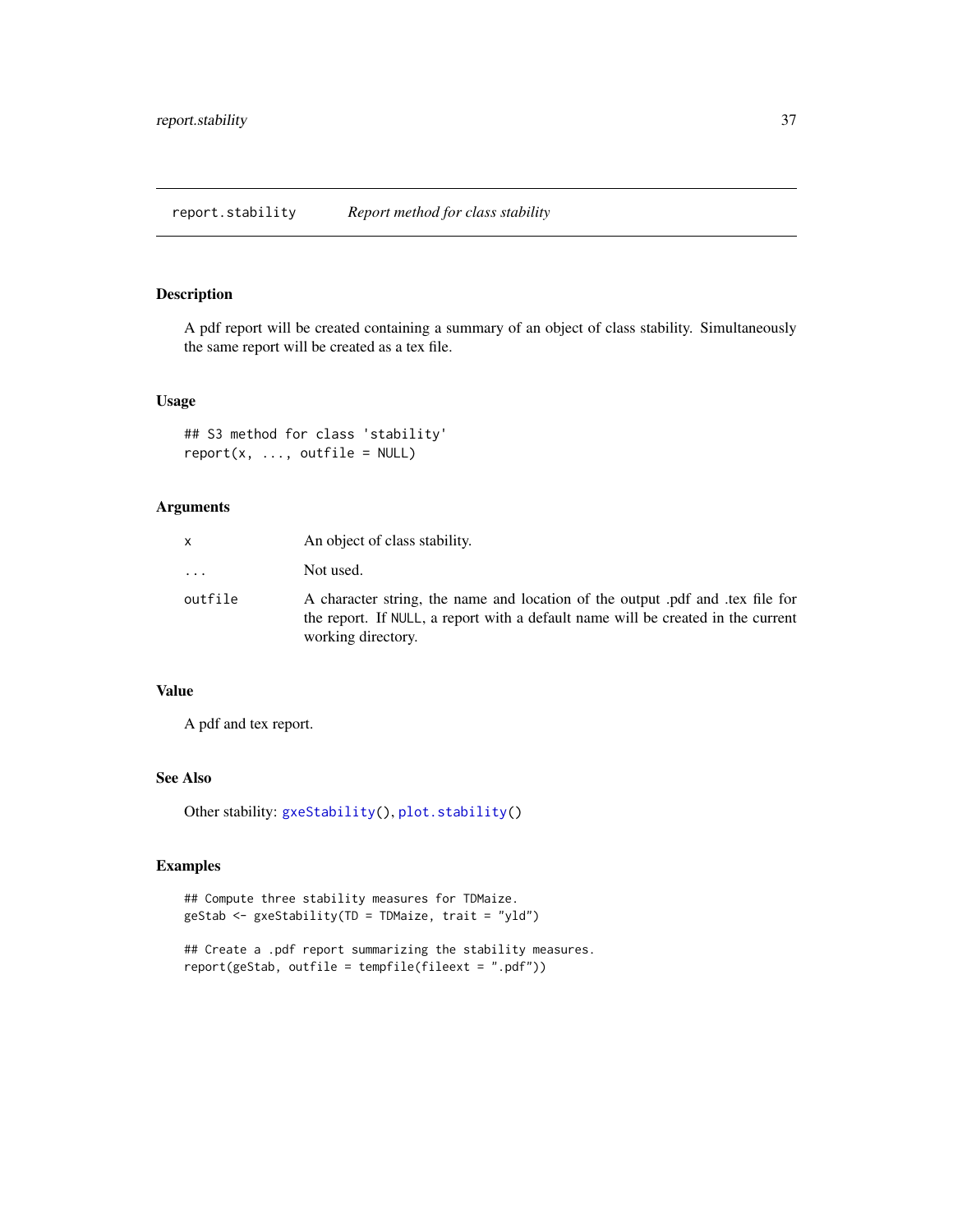# report.stability — *Report method for class stability*

## Description

A pdf report will be created containing a summary of an object of class stability. Simultaneously the same report will be created as a tex file.

## Usage

```
## S3 method for class 'stability'
report(x, ..., outfile = NULL)
```

## Arguments

| | |
|---|---|
| `x` | An object of class stability. |
| `...` | Not used. |
| `outfile` | A character string, the name and location of the output .pdf and .tex file for the report. If `NULL`, a report with a default name will be created in the current working directory. |

## Value

A pdf and tex report.

## See Also

Other stability: `gxeStability()`, `plot.stability()`

## Examples

```
## Compute three stability measures for TDMaize.
geStab <- gxeStability(TD = TDMaize, trait = "yld")

## Create a .pdf report summarizing the stability measures.
report(geStab, outfile = tempfile(fileext = ".pdf"))
```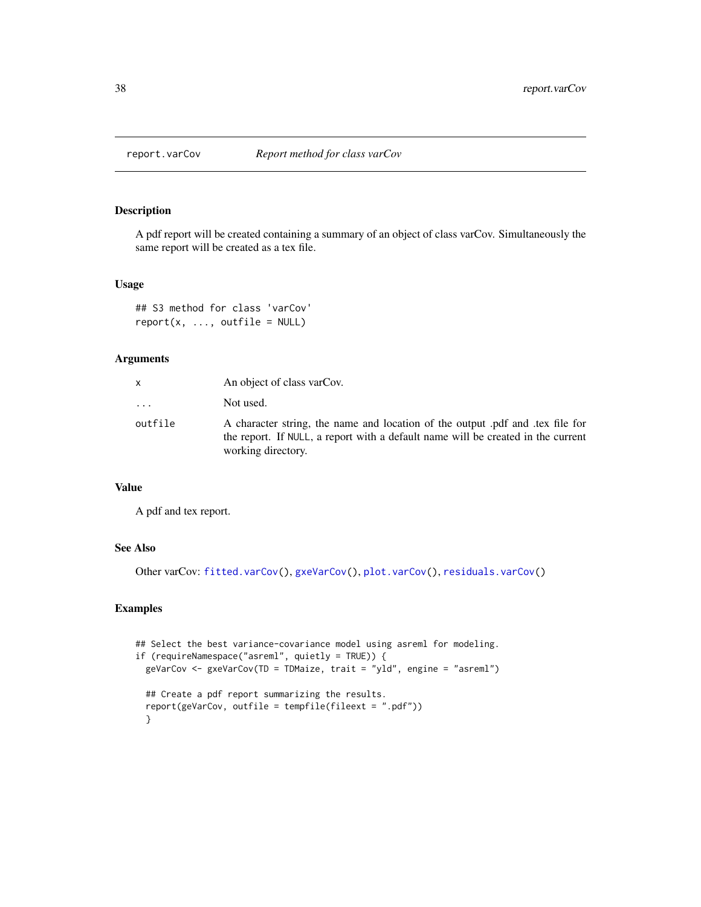# report.varCov — *Report method for class varCov*

## Description

A pdf report will be created containing a summary of an object of class varCov. Simultaneously the same report will be created as a tex file.

## Usage

```
## S3 method for class 'varCov'
report(x, ..., outfile = NULL)
```

## Arguments

| | |
|---|---|
| `x` | An object of class varCov. |
| `...` | Not used. |
| `outfile` | A character string, the name and location of the output .pdf and .tex file for the report. If `NULL`, a report with a default name will be created in the current working directory. |

## Value

A pdf and tex report.

## See Also

Other varCov: `fitted.varCov()`, `gxeVarCov()`, `plot.varCov()`, `residuals.varCov()`

## Examples

```
## Select the best variance-covariance model using asreml for modeling.
if (requireNamespace("asreml", quietly = TRUE)) {
  geVarCov <- gxeVarCov(TD = TDMaize, trait = "yld", engine = "asreml")

  ## Create a pdf report summarizing the results.
  report(geVarCov, outfile = tempfile(fileext = ".pdf"))
  }
```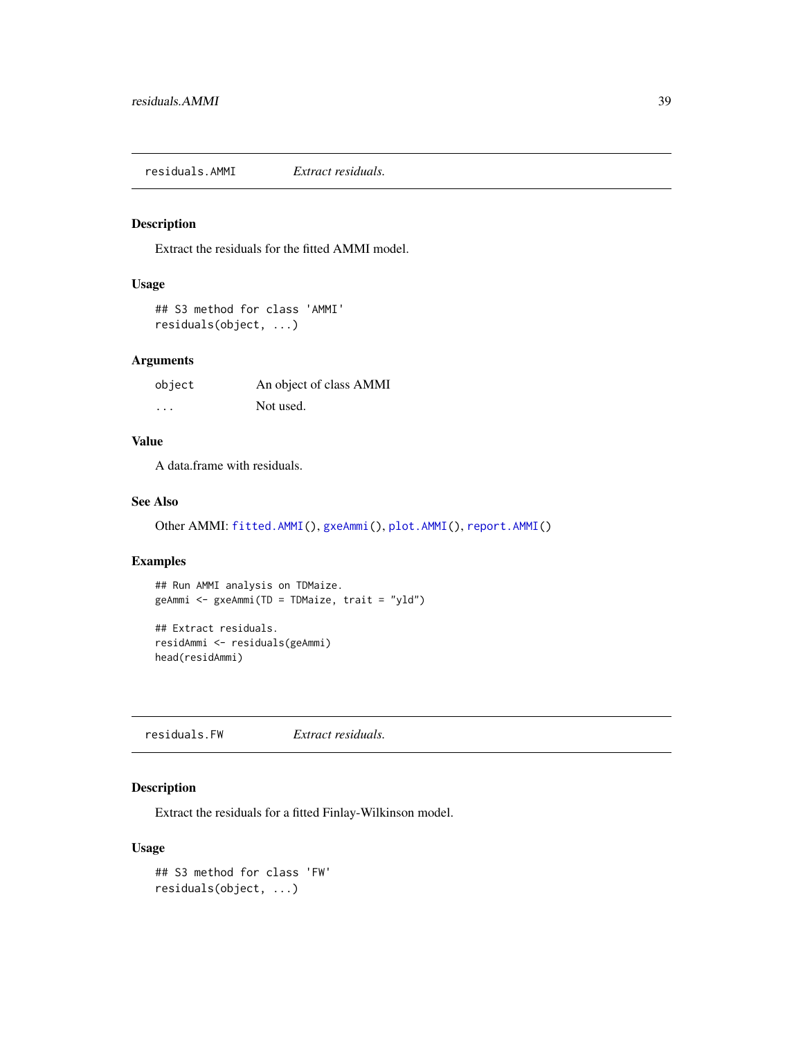## residuals.AMMI *Extract residuals.*

### Description

Extract the residuals for the fitted AMMI model.

### Usage

```
## S3 method for class 'AMMI'
residuals(object, ...)
```

### Arguments

| | |
|---|---|
| object | An object of class AMMI |
| ... | Not used. |

### Value

A data.frame with residuals.

### See Also

Other AMMI: fitted.AMMI(), gxeAmmi(), plot.AMMI(), report.AMMI()

### Examples

```
## Run AMMI analysis on TDMaize.
geAmmi <- gxeAmmi(TD = TDMaize, trait = "yld")

## Extract residuals.
residAmmi <- residuals(geAmmi)
head(residAmmi)
```

## residuals.FW *Extract residuals.*

### Description

Extract the residuals for a fitted Finlay-Wilkinson model.

### Usage

```
## S3 method for class 'FW'
residuals(object, ...)
```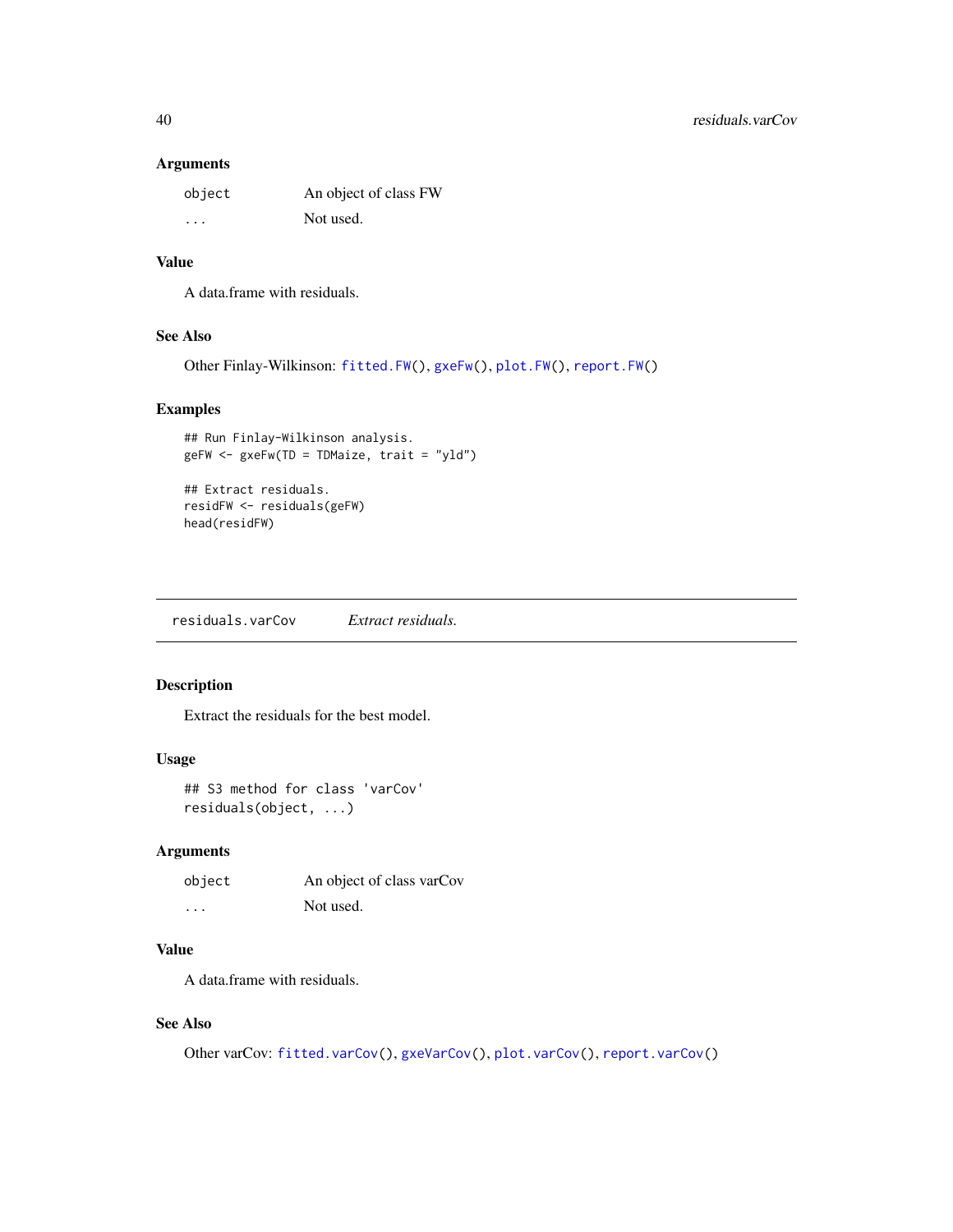### Arguments

| | |
|---|---|
| `object` | An object of class FW |
| `...` | Not used. |

### Value

A data.frame with residuals.

### See Also

Other Finlay-Wilkinson: `fitted.FW()`, `gxeFw()`, `plot.FW()`, `report.FW()`

### Examples

```
## Run Finlay-Wilkinson analysis.
geFW <- gxeFw(TD = TDMaize, trait = "yld")

## Extract residuals.
residFW <- residuals(geFW)
head(residFW)
```

---

## residuals.varCov *Extract residuals.*

### Description

Extract the residuals for the best model.

### Usage

```
## S3 method for class 'varCov'
residuals(object, ...)
```

### Arguments

| | |
|---|---|
| `object` | An object of class varCov |
| `...` | Not used. |

### Value

A data.frame with residuals.

### See Also

Other varCov: `fitted.varCov()`, `gxeVarCov()`, `plot.varCov()`, `report.varCov()`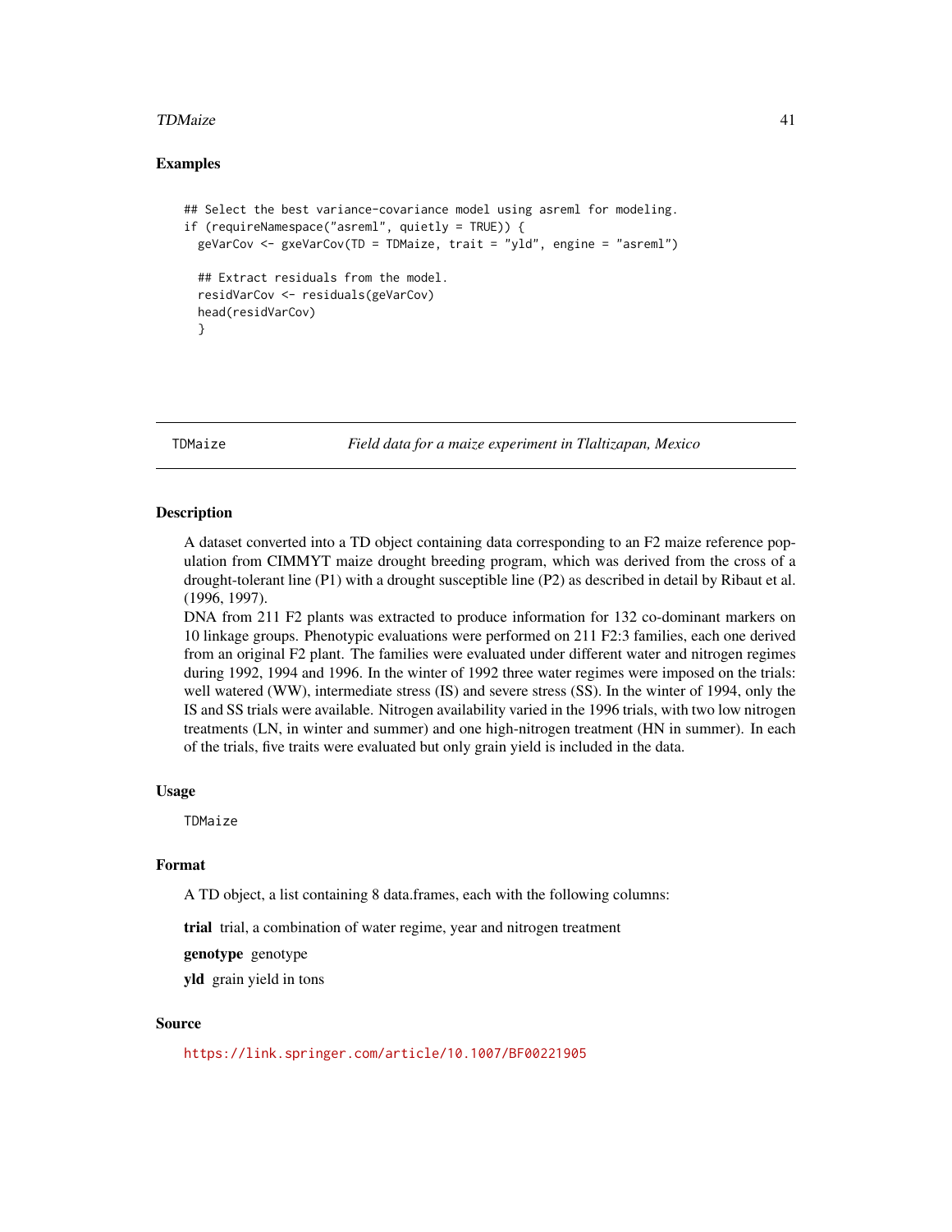## Examples

```
## Select the best variance-covariance model using asreml for modeling.
if (requireNamespace("asreml", quietly = TRUE)) {
  geVarCov <- gxeVarCov(TD = TDMaize, trait = "yld", engine = "asreml")

  ## Extract residuals from the model.
  residVarCov <- residuals(geVarCov)
  head(residVarCov)
  }
```

---

# TDMaize — *Field data for a maize experiment in Tlaltizapan, Mexico*

## Description

A dataset converted into a TD object containing data corresponding to an F2 maize reference population from CIMMYT maize drought breeding program, which was derived from the cross of a drought-tolerant line (P1) with a drought susceptible line (P2) as described in detail by Ribaut et al. (1996, 1997).

DNA from 211 F2 plants was extracted to produce information for 132 co-dominant markers on 10 linkage groups. Phenotypic evaluations were performed on 211 F2:3 families, each one derived from an original F2 plant. The families were evaluated under different water and nitrogen regimes during 1992, 1994 and 1996. In the winter of 1992 three water regimes were imposed on the trials: well watered (WW), intermediate stress (IS) and severe stress (SS). In the winter of 1994, only the IS and SS trials were available. Nitrogen availability varied in the 1996 trials, with two low nitrogen treatments (LN, in winter and summer) and one high-nitrogen treatment (HN in summer). In each of the trials, five traits were evaluated but only grain yield is included in the data.

## Usage

```
TDMaize
```

## Format

A TD object, a list containing 8 data.frames, each with the following columns:

**trial** trial, a combination of water regime, year and nitrogen treatment

**genotype** genotype

**yld** grain yield in tons

## Source

https://link.springer.com/article/10.1007/BF00221905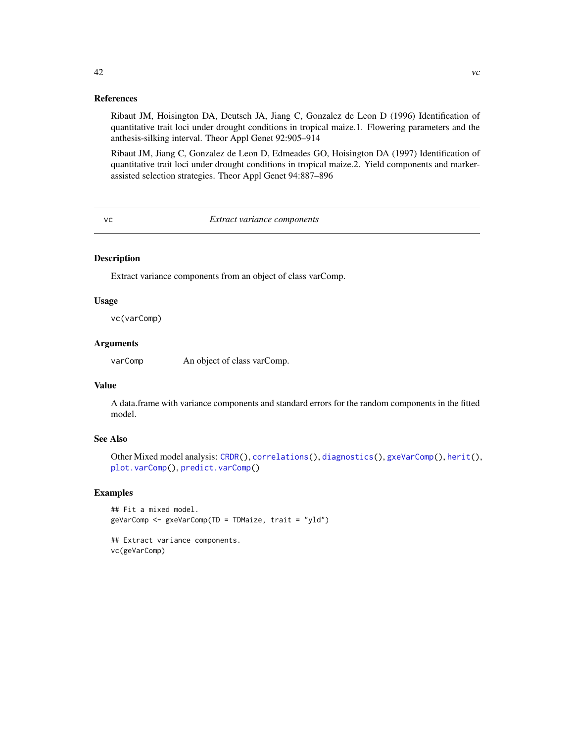## References

Ribaut JM, Hoisington DA, Deutsch JA, Jiang C, Gonzalez de Leon D (1996) Identification of quantitative trait loci under drought conditions in tropical maize.1. Flowering parameters and the anthesis-silking interval. Theor Appl Genet 92:905–914

Ribaut JM, Jiang C, Gonzalez de Leon D, Edmeades GO, Hoisington DA (1997) Identification of quantitative trait loci under drought conditions in tropical maize.2. Yield components and marker-assisted selection strategies. Theor Appl Genet 94:887–896

---

# vc — *Extract variance components*

## Description

Extract variance components from an object of class varComp.

## Usage

```
vc(varComp)
```

## Arguments

| | |
|---|---|
| varComp | An object of class varComp. |

## Value

A data.frame with variance components and standard errors for the random components in the fitted model.

## See Also

Other Mixed model analysis: CRDR(), correlations(), diagnostics(), gxeVarComp(), herit(), plot.varComp(), predict.varComp()

## Examples

```
## Fit a mixed model.
geVarComp <- gxeVarComp(TD = TDMaize, trait = "yld")

## Extract variance components.
vc(geVarComp)
```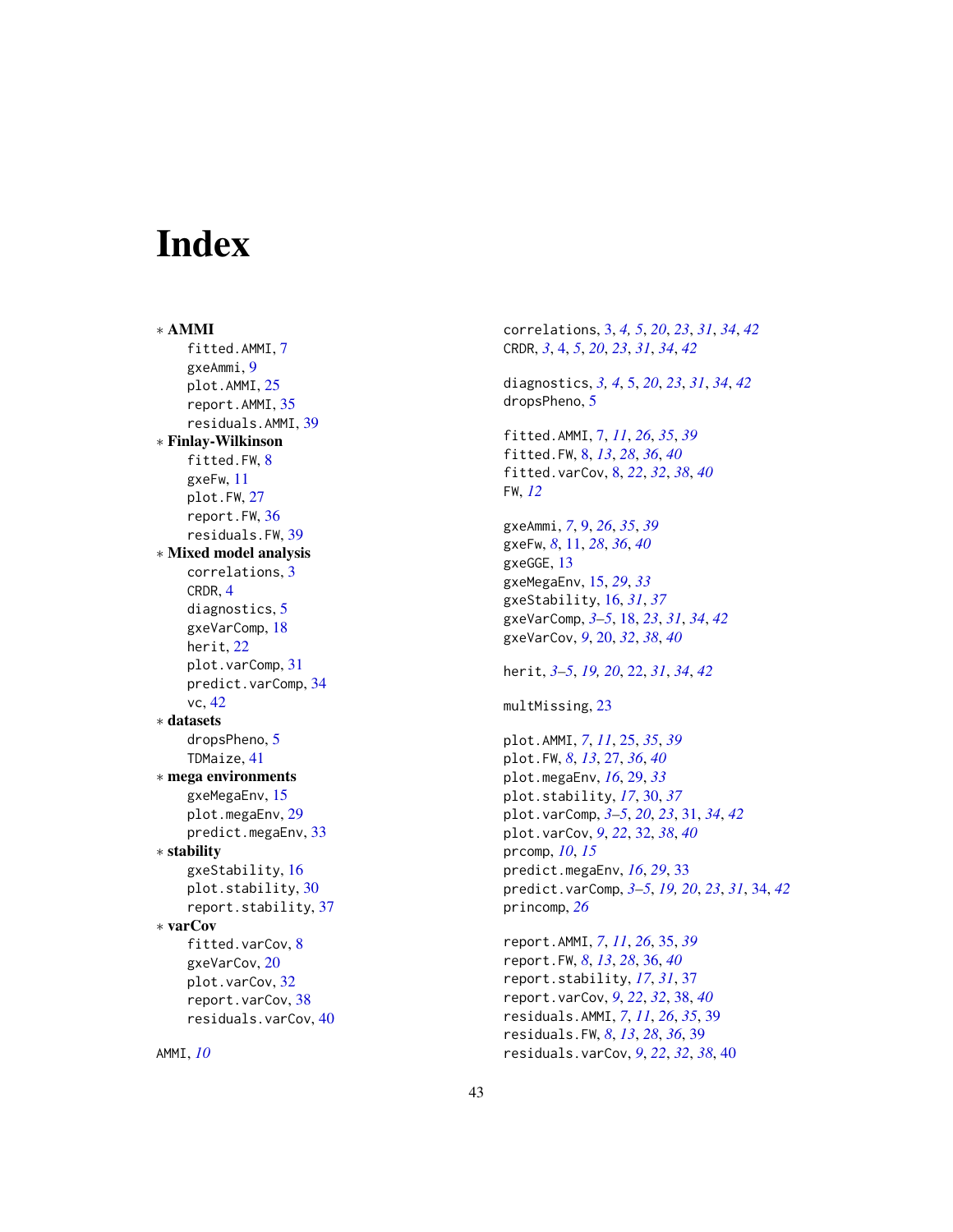# Index

∗ **AMMI**
  fitted.AMMI, 7
  gxeAmmi, 9
  plot.AMMI, 25
  report.AMMI, 35
  residuals.AMMI, 39

∗ **Finlay-Wilkinson**
  fitted.FW, 8
  gxeFw, 11
  plot.FW, 27
  report.FW, 36
  residuals.FW, 39

∗ **Mixed model analysis**
  correlations, 3
  CRDR, 4
  diagnostics, 5
  gxeVarComp, 18
  herit, 22
  plot.varComp, 31
  predict.varComp, 34
  vc, 42

∗ **datasets**
  dropsPheno, 5
  TDMaize, 41

∗ **mega environments**
  gxeMegaEnv, 15
  plot.megaEnv, 29
  predict.megaEnv, 33

∗ **stability**
  gxeStability, 16
  plot.stability, 30
  report.stability, 37

∗ **varCov**
  fitted.varCov, 8
  gxeVarCov, 20
  plot.varCov, 32
  report.varCov, 38
  residuals.varCov, 40

AMMI, *10*

correlations, 3, *4, 5*, *20*, *23*, *31*, *34*, *42*
CRDR, *3*, 4, *5*, *20*, *23*, *31*, *34*, *42*

diagnostics, *3, 4*, 5, *20*, *23*, *31*, *34*, *42*
dropsPheno, 5

fitted.AMMI, 7, *11*, *26*, *35*, *39*
fitted.FW, 8, *13*, *28*, *36*, *40*
fitted.varCov, 8, *22*, *32*, *38*, *40*
FW, *12*

gxeAmmi, *7*, 9, *26*, *35*, *39*
gxeFw, *8*, 11, *28*, *36*, *40*
gxeGGE, 13
gxeMegaEnv, 15, *29*, *33*
gxeStability, 16, *31*, *37*
gxeVarComp, *3–5*, 18, *23*, *31*, *34*, *42*
gxeVarCov, *9*, 20, *32*, *38*, *40*

herit, *3–5*, *19, 20*, 22, *31*, *34*, *42*

multMissing, 23

plot.AMMI, *7*, *11*, 25, *35*, *39*
plot.FW, *8*, *13*, 27, *36*, *40*
plot.megaEnv, *16*, 29, *33*
plot.stability, *17*, 30, *37*
plot.varComp, *3–5*, *20*, *23*, 31, *34*, *42*
plot.varCov, *9*, *22*, 32, *38*, *40*
prcomp, *10*, *15*
predict.megaEnv, *16*, *29*, 33
predict.varComp, *3–5*, *19, 20*, *23*, *31*, 34, *42*
princomp, *26*

report.AMMI, *7*, *11*, *26*, 35, *39*
report.FW, *8*, *13*, *28*, 36, *40*
report.stability, *17*, *31*, 37
report.varCov, *9*, *22*, *32*, 38, *40*
residuals.AMMI, *7*, *11*, *26*, *35*, 39
residuals.FW, *8*, *13*, *28*, *36*, 39
residuals.varCov, *9*, *22*, *32*, *38*, 40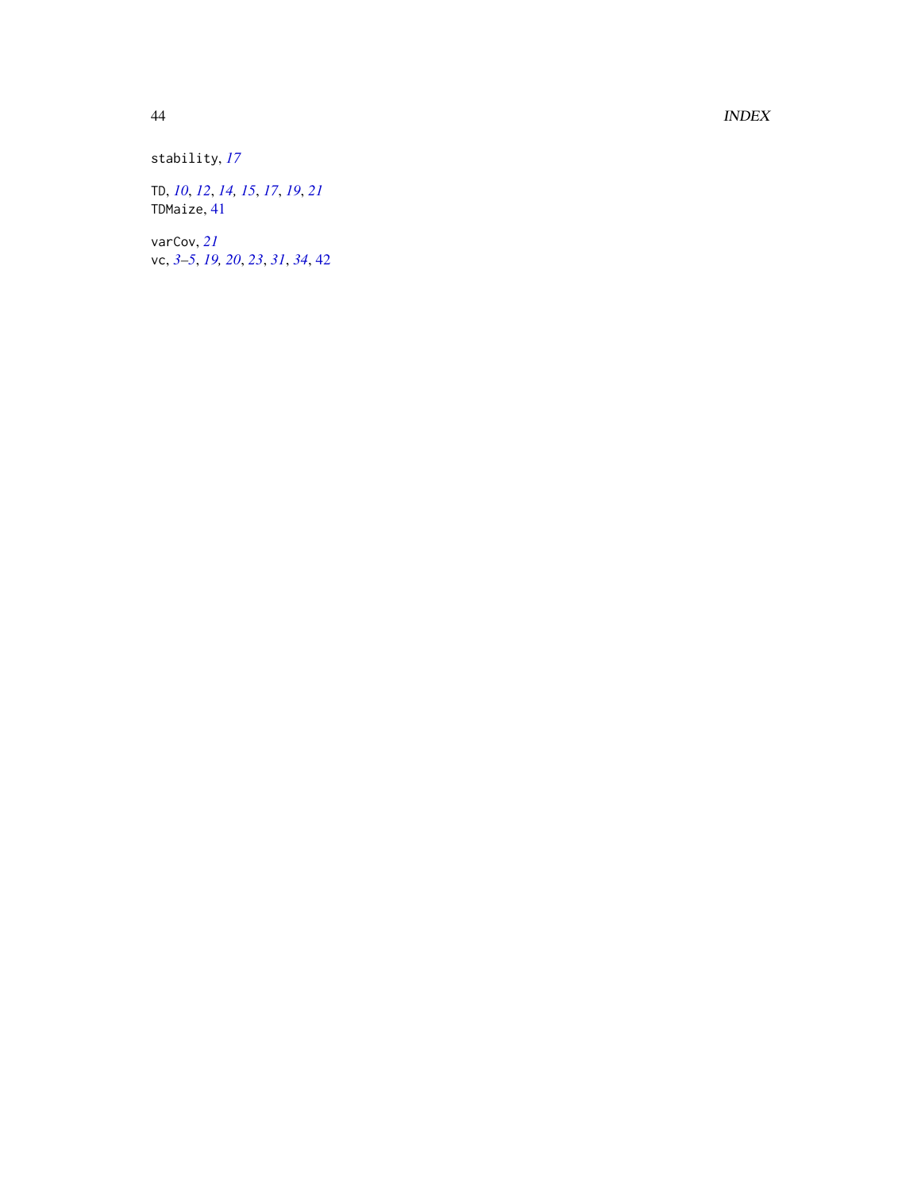stability, *17*

TD, *10*, *12*, *14, 15*, *17*, *19*, *21*
TDMaize, 41

varCov, *21*
vc, *3–5*, *19, 20*, *23*, *31*, *34*, 42